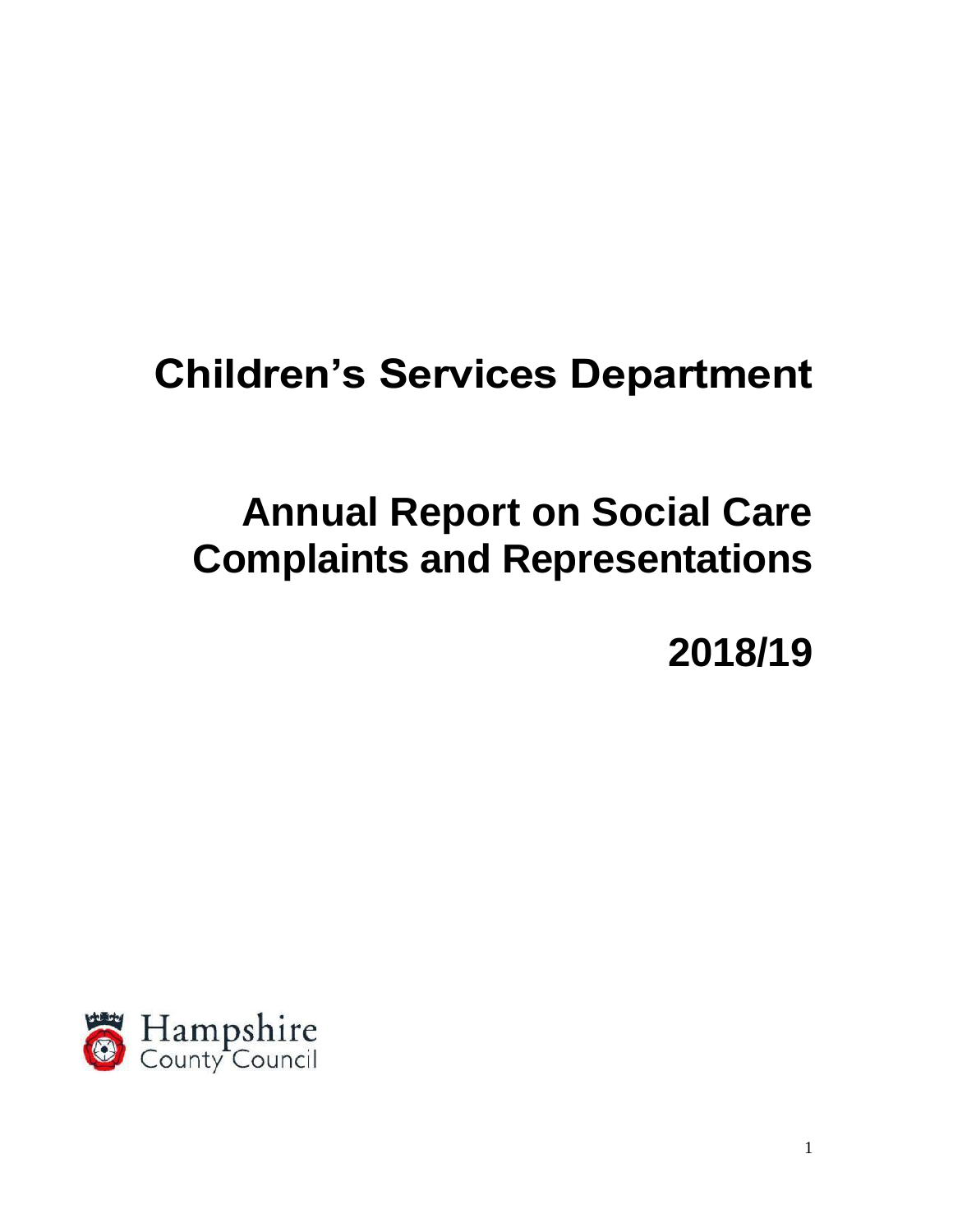# Children's Services Department

# Annual Report on Social Care Complaints and Representations

# 2018/19

Hampshire County Council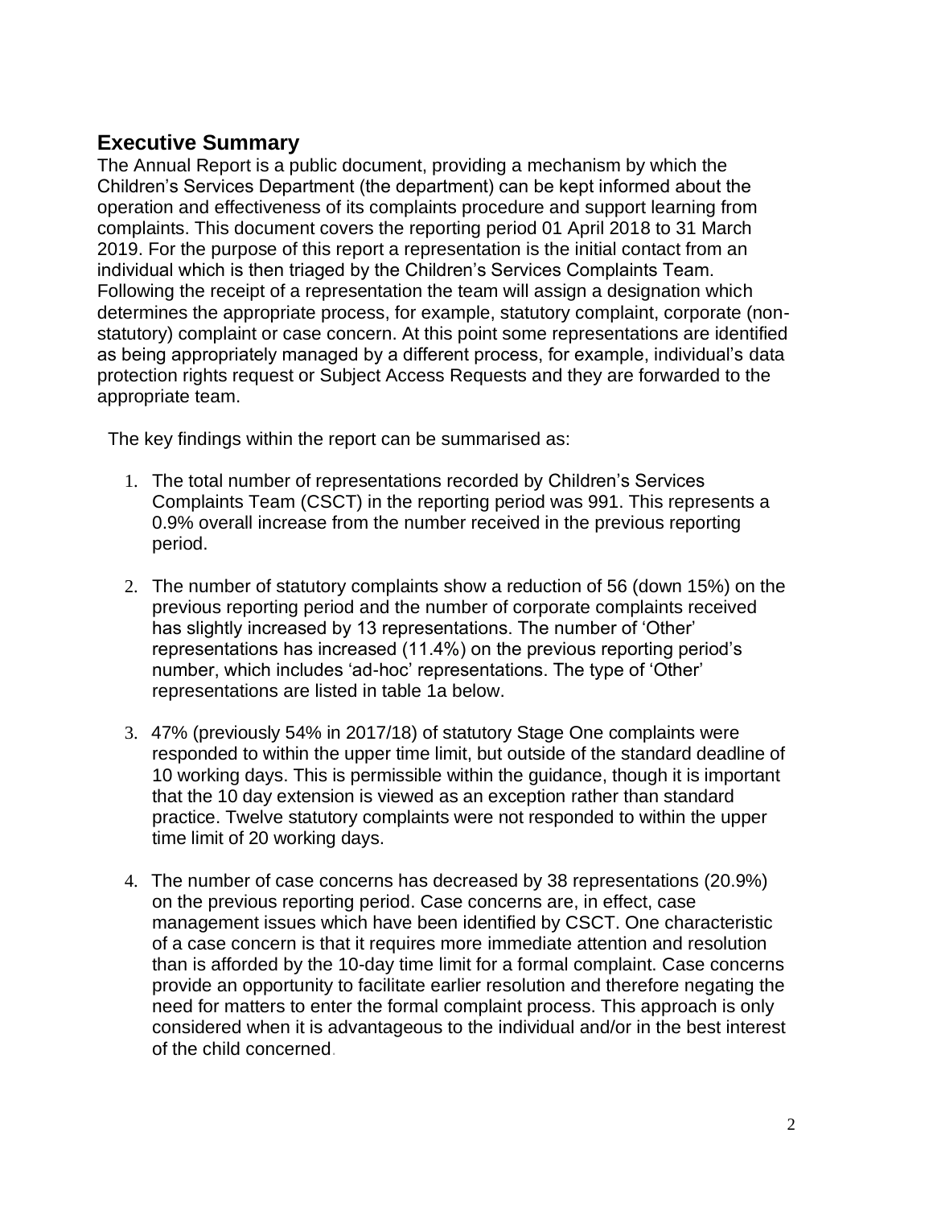## Executive Summary

The Annual Report is a public document, providing a mechanism by which the Children's Services Department (the department) can be kept informed about the operation and effectiveness of its complaints procedure and support learning from complaints. This document covers the reporting period 01 April 2018 to 31 March 2019. For the purpose of this report a representation is the initial contact from an individual which is then triaged by the Children's Services Complaints Team. Following the receipt of a representation the team will assign a designation which determines the appropriate process, for example, statutory complaint, corporate (non-statutory) complaint or case concern. At this point some representations are identified as being appropriately managed by a different process, for example, individual's data protection rights request or Subject Access Requests and they are forwarded to the appropriate team.

The key findings within the report can be summarised as:

1. The total number of representations recorded by Children's Services Complaints Team (CSCT) in the reporting period was 991. This represents a 0.9% overall increase from the number received in the previous reporting period.

2. The number of statutory complaints show a reduction of 56 (down 15%) on the previous reporting period and the number of corporate complaints received has slightly increased by 13 representations. The number of 'Other' representations has increased (11.4%) on the previous reporting period's number, which includes 'ad-hoc' representations. The type of 'Other' representations are listed in table 1a below.

3. 47% (previously 54% in 2017/18) of statutory Stage One complaints were responded to within the upper time limit, but outside of the standard deadline of 10 working days. This is permissible within the guidance, though it is important that the 10 day extension is viewed as an exception rather than standard practice. Twelve statutory complaints were not responded to within the upper time limit of 20 working days.

4. The number of case concerns has decreased by 38 representations (20.9%) on the previous reporting period. Case concerns are, in effect, case management issues which have been identified by CSCT. One characteristic of a case concern is that it requires more immediate attention and resolution than is afforded by the 10-day time limit for a formal complaint. Case concerns provide an opportunity to facilitate earlier resolution and therefore negating the need for matters to enter the formal complaint process. This approach is only considered when it is advantageous to the individual and/or in the best interest of the child concerned.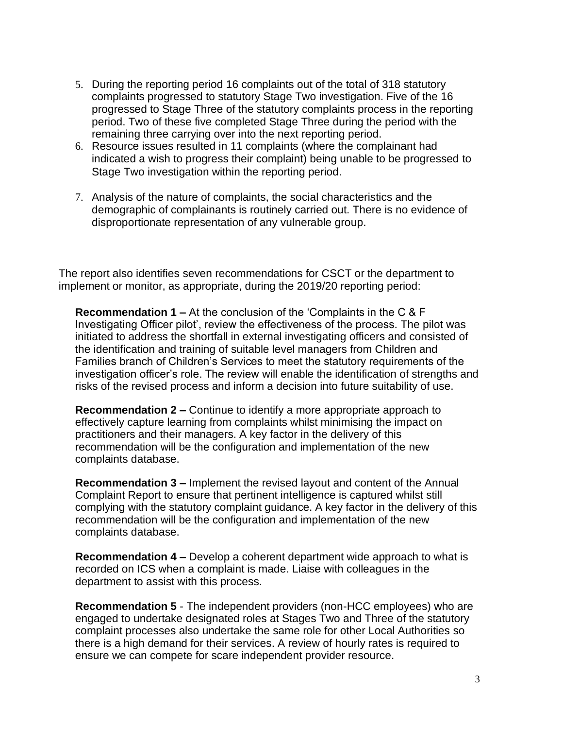5. During the reporting period 16 complaints out of the total of 318 statutory complaints progressed to statutory Stage Two investigation. Five of the 16 progressed to Stage Three of the statutory complaints process in the reporting period. Two of these five completed Stage Three during the period with the remaining three carrying over into the next reporting period.
6. Resource issues resulted in 11 complaints (where the complainant had indicated a wish to progress their complaint) being unable to be progressed to Stage Two investigation within the reporting period.
7. Analysis of the nature of complaints, the social characteristics and the demographic of complainants is routinely carried out. There is no evidence of disproportionate representation of any vulnerable group.

The report also identifies seven recommendations for CSCT or the department to implement or monitor, as appropriate, during the 2019/20 reporting period:

**Recommendation 1 –** At the conclusion of the 'Complaints in the C & F Investigating Officer pilot', review the effectiveness of the process. The pilot was initiated to address the shortfall in external investigating officers and consisted of the identification and training of suitable level managers from Children and Families branch of Children's Services to meet the statutory requirements of the investigation officer's role. The review will enable the identification of strengths and risks of the revised process and inform a decision into future suitability of use.

**Recommendation 2 –** Continue to identify a more appropriate approach to effectively capture learning from complaints whilst minimising the impact on practitioners and their managers. A key factor in the delivery of this recommendation will be the configuration and implementation of the new complaints database.

**Recommendation 3 –** Implement the revised layout and content of the Annual Complaint Report to ensure that pertinent intelligence is captured whilst still complying with the statutory complaint guidance. A key factor in the delivery of this recommendation will be the configuration and implementation of the new complaints database.

**Recommendation 4 –** Develop a coherent department wide approach to what is recorded on ICS when a complaint is made. Liaise with colleagues in the department to assist with this process.

**Recommendation 5** - The independent providers (non-HCC employees) who are engaged to undertake designated roles at Stages Two and Three of the statutory complaint processes also undertake the same role for other Local Authorities so there is a high demand for their services. A review of hourly rates is required to ensure we can compete for scare independent provider resource.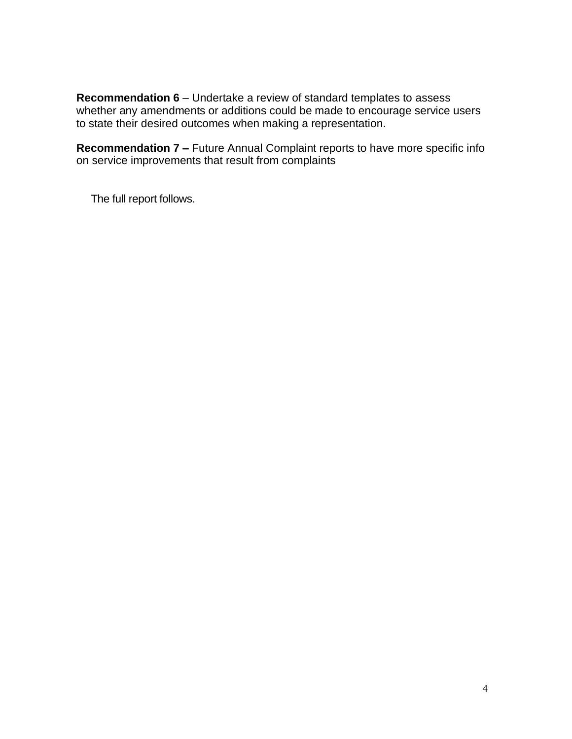**Recommendation 6** – Undertake a review of standard templates to assess whether any amendments or additions could be made to encourage service users to state their desired outcomes when making a representation.

**Recommendation 7 –** Future Annual Complaint reports to have more specific info on service improvements that result from complaints

The full report follows.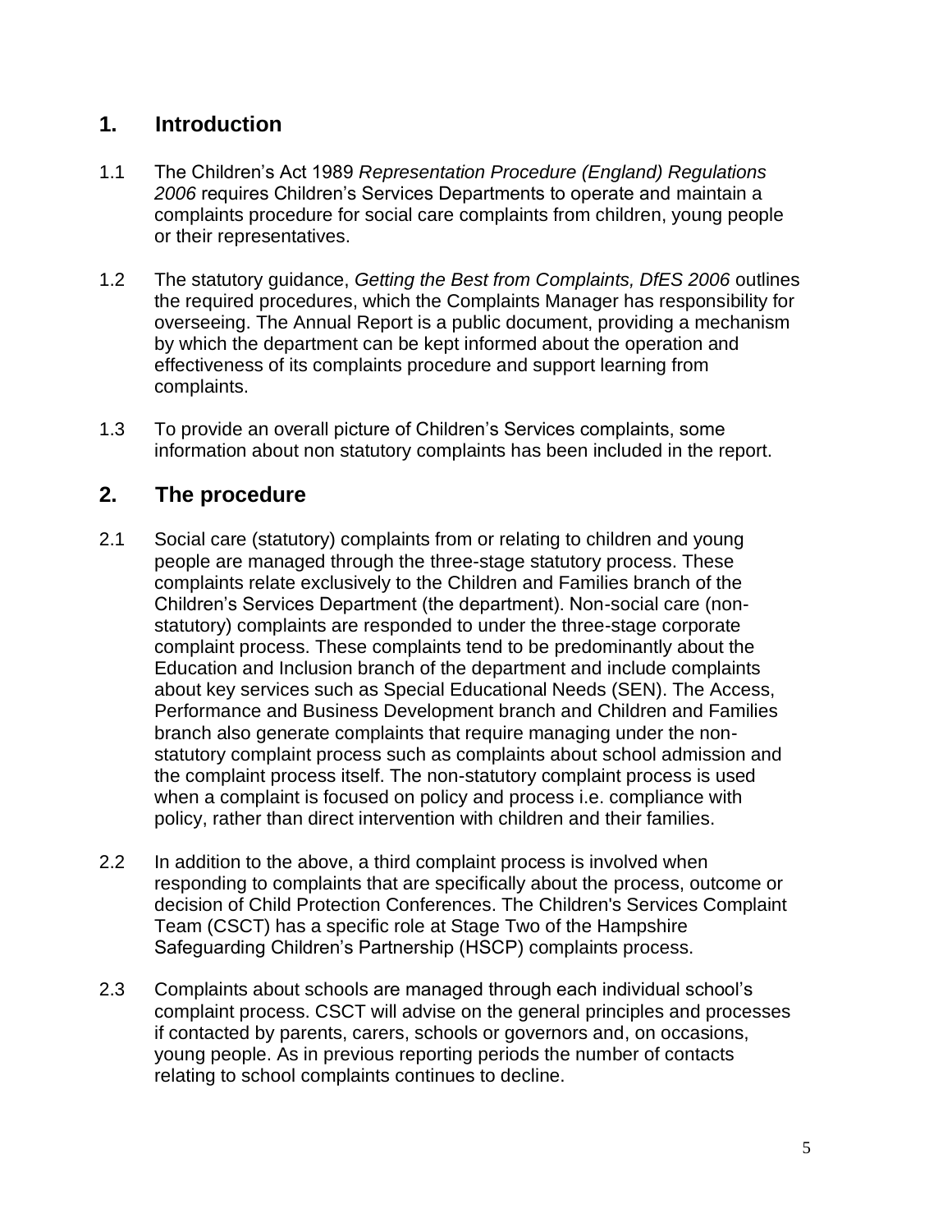## 1. Introduction

1.1 The Children's Act 1989 *Representation Procedure (England) Regulations 2006* requires Children's Services Departments to operate and maintain a complaints procedure for social care complaints from children, young people or their representatives.

1.2 The statutory guidance, *Getting the Best from Complaints, DfES 2006* outlines the required procedures, which the Complaints Manager has responsibility for overseeing. The Annual Report is a public document, providing a mechanism by which the department can be kept informed about the operation and effectiveness of its complaints procedure and support learning from complaints.

1.3 To provide an overall picture of Children's Services complaints, some information about non statutory complaints has been included in the report.

## 2. The procedure

2.1 Social care (statutory) complaints from or relating to children and young people are managed through the three-stage statutory process. These complaints relate exclusively to the Children and Families branch of the Children's Services Department (the department). Non-social care (non-statutory) complaints are responded to under the three-stage corporate complaint process. These complaints tend to be predominantly about the Education and Inclusion branch of the department and include complaints about key services such as Special Educational Needs (SEN). The Access, Performance and Business Development branch and Children and Families branch also generate complaints that require managing under the non-statutory complaint process such as complaints about school admission and the complaint process itself. The non-statutory complaint process is used when a complaint is focused on policy and process i.e. compliance with policy, rather than direct intervention with children and their families.

2.2 In addition to the above, a third complaint process is involved when responding to complaints that are specifically about the process, outcome or decision of Child Protection Conferences. The Children's Services Complaint Team (CSCT) has a specific role at Stage Two of the Hampshire Safeguarding Children's Partnership (HSCP) complaints process.

2.3 Complaints about schools are managed through each individual school's complaint process. CSCT will advise on the general principles and processes if contacted by parents, carers, schools or governors and, on occasions, young people. As in previous reporting periods the number of contacts relating to school complaints continues to decline.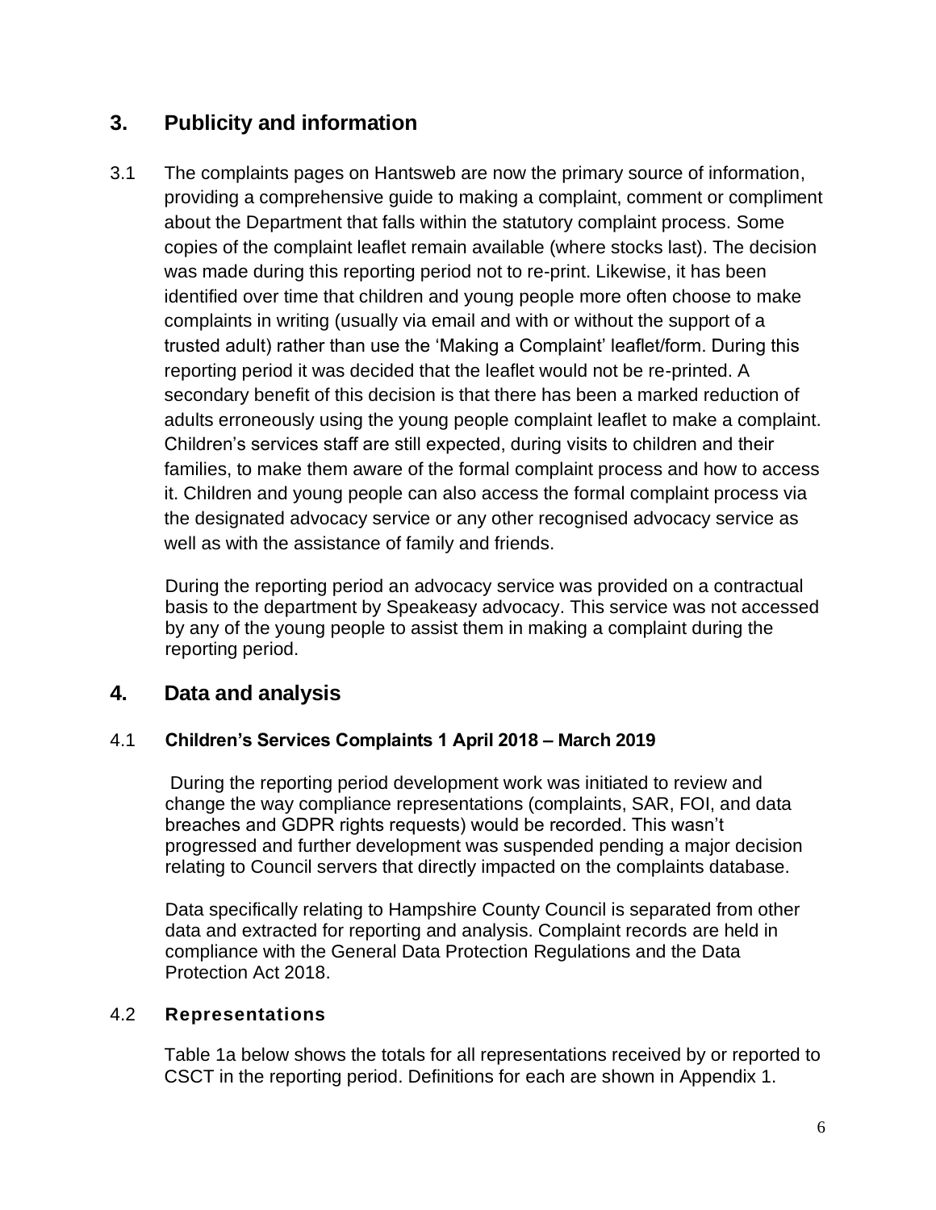## 3. Publicity and information

3.1 The complaints pages on Hantsweb are now the primary source of information, providing a comprehensive guide to making a complaint, comment or compliment about the Department that falls within the statutory complaint process. Some copies of the complaint leaflet remain available (where stocks last). The decision was made during this reporting period not to re-print. Likewise, it has been identified over time that children and young people more often choose to make complaints in writing (usually via email and with or without the support of a trusted adult) rather than use the 'Making a Complaint' leaflet/form. During this reporting period it was decided that the leaflet would not be re-printed. A secondary benefit of this decision is that there has been a marked reduction of adults erroneously using the young people complaint leaflet to make a complaint. Children's services staff are still expected, during visits to children and their families, to make them aware of the formal complaint process and how to access it. Children and young people can also access the formal complaint process via the designated advocacy service or any other recognised advocacy service as well as with the assistance of family and friends.

During the reporting period an advocacy service was provided on a contractual basis to the department by Speakeasy advocacy. This service was not accessed by any of the young people to assist them in making a complaint during the reporting period.

## 4. Data and analysis

### 4.1 Children's Services Complaints 1 April 2018 – March 2019

During the reporting period development work was initiated to review and change the way compliance representations (complaints, SAR, FOI, and data breaches and GDPR rights requests) would be recorded. This wasn't progressed and further development was suspended pending a major decision relating to Council servers that directly impacted on the complaints database.

Data specifically relating to Hampshire County Council is separated from other data and extracted for reporting and analysis. Complaint records are held in compliance with the General Data Protection Regulations and the Data Protection Act 2018.

### 4.2 Representations

Table 1a below shows the totals for all representations received by or reported to CSCT in the reporting period. Definitions for each are shown in Appendix 1.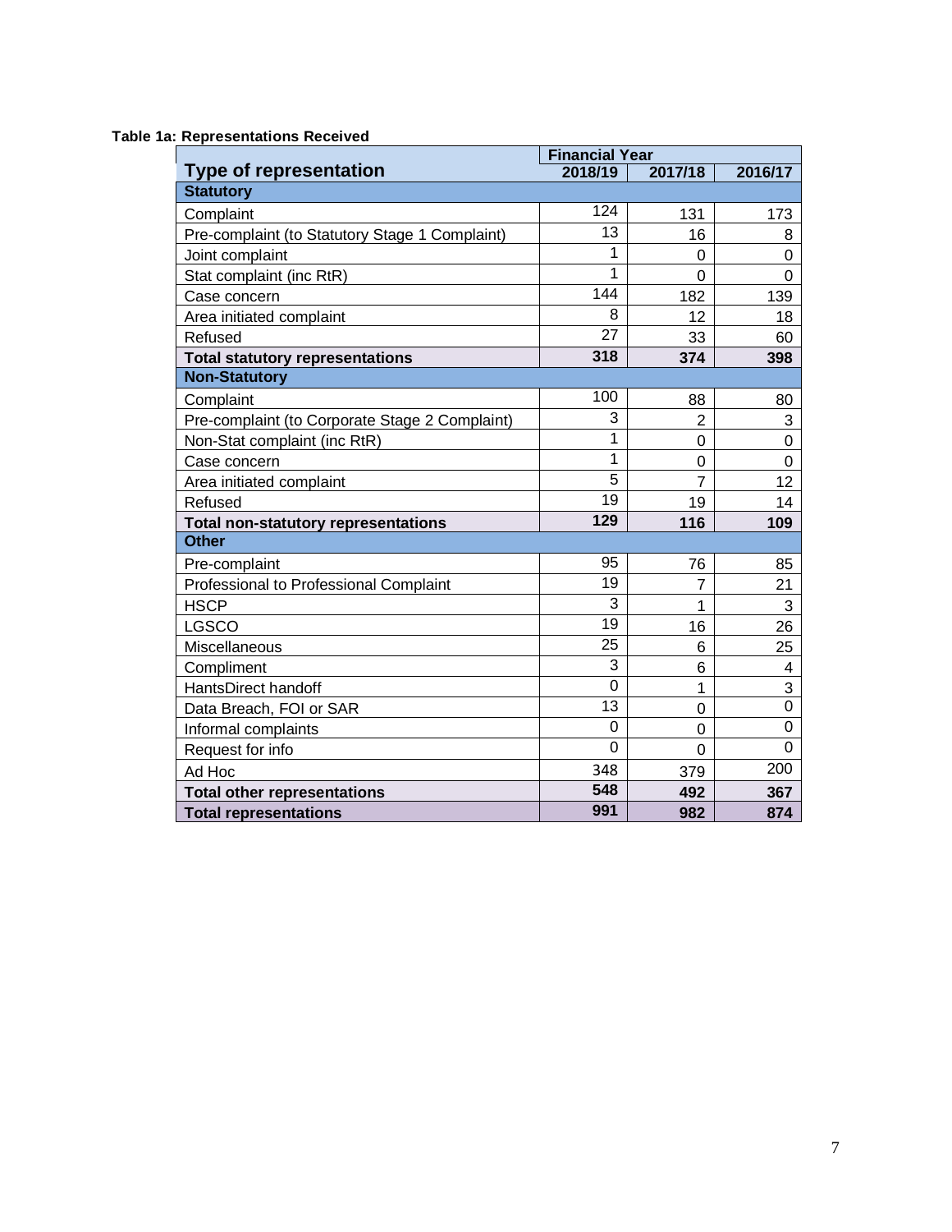**Table 1a: Representations Received**

| Type of representation | Financial Year | | |
|---|---|---|---|
| | 2018/19 | 2017/18 | 2016/17 |
| **Statutory** | | | |
| Complaint | 124 | 131 | 173 |
| Pre-complaint (to Statutory Stage 1 Complaint) | 13 | 16 | 8 |
| Joint complaint | 1 | 0 | 0 |
| Stat complaint (inc RtR) | 1 | 0 | 0 |
| Case concern | 144 | 182 | 139 |
| Area initiated complaint | 8 | 12 | 18 |
| Refused | 27 | 33 | 60 |
| **Total statutory representations** | **318** | **374** | **398** |
| **Non-Statutory** | | | |
| Complaint | 100 | 88 | 80 |
| Pre-complaint (to Corporate Stage 2 Complaint) | 3 | 2 | 3 |
| Non-Stat complaint (inc RtR) | 1 | 0 | 0 |
| Case concern | 1 | 0 | 0 |
| Area initiated complaint | 5 | 7 | 12 |
| Refused | 19 | 19 | 14 |
| **Total non-statutory representations** | **129** | **116** | **109** |
| **Other** | | | |
| Pre-complaint | 95 | 76 | 85 |
| Professional to Professional Complaint | 19 | 7 | 21 |
| HSCP | 3 | 1 | 3 |
| LGSCO | 19 | 16 | 26 |
| Miscellaneous | 25 | 6 | 25 |
| Compliment | 3 | 6 | 4 |
| HantsDirect handoff | 0 | 1 | 3 |
| Data Breach, FOI or SAR | 13 | 0 | 0 |
| Informal complaints | 0 | 0 | 0 |
| Request for info | 0 | 0 | 0 |
| Ad Hoc | 348 | 379 | 200 |
| **Total other representations** | **548** | **492** | **367** |
| **Total representations** | **991** | **982** | **874** |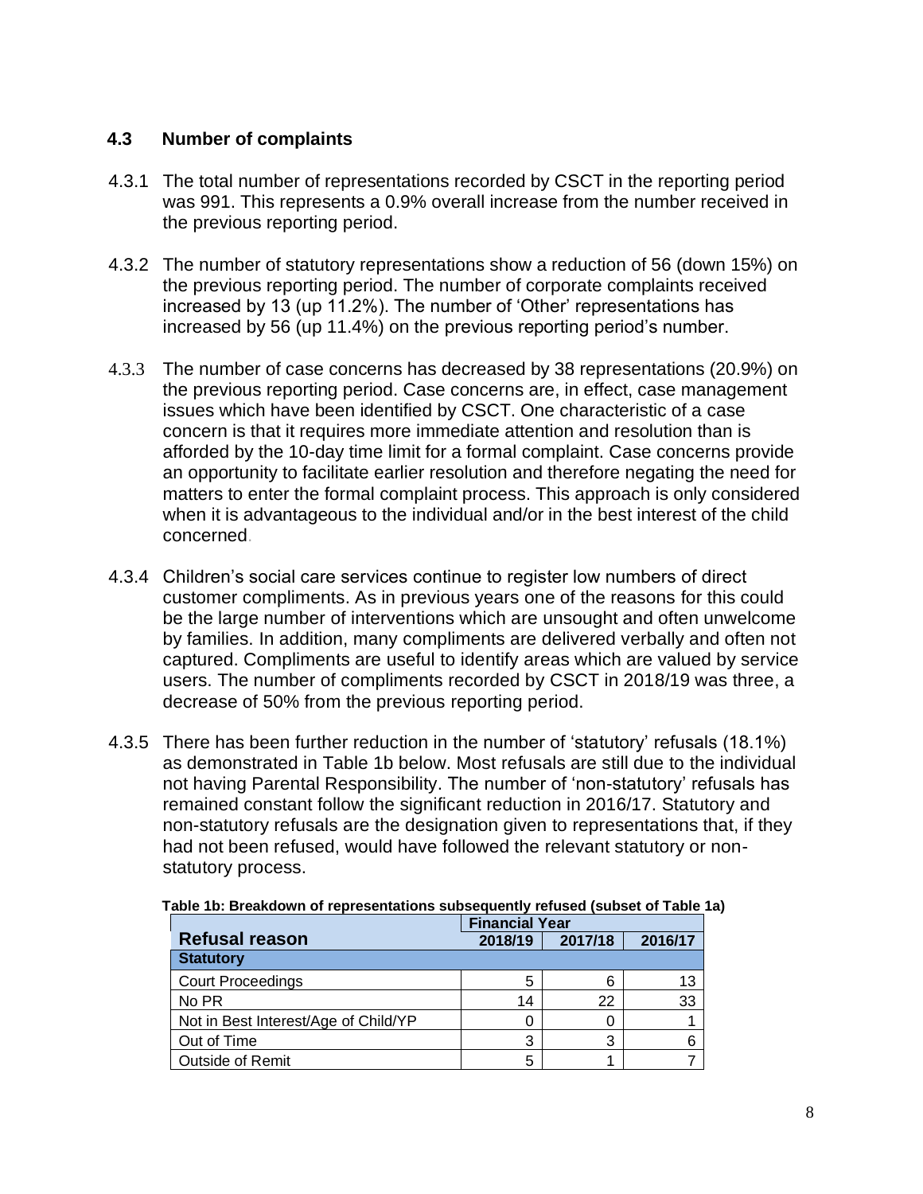## 4.3 Number of complaints

4.3.1 The total number of representations recorded by CSCT in the reporting period was 991. This represents a 0.9% overall increase from the number received in the previous reporting period.

4.3.2 The number of statutory representations show a reduction of 56 (down 15%) on the previous reporting period. The number of corporate complaints received increased by 13 (up 11.2%). The number of 'Other' representations has increased by 56 (up 11.4%) on the previous reporting period's number.

4.3.3 The number of case concerns has decreased by 38 representations (20.9%) on the previous reporting period. Case concerns are, in effect, case management issues which have been identified by CSCT. One characteristic of a case concern is that it requires more immediate attention and resolution than is afforded by the 10-day time limit for a formal complaint. Case concerns provide an opportunity to facilitate earlier resolution and therefore negating the need for matters to enter the formal complaint process. This approach is only considered when it is advantageous to the individual and/or in the best interest of the child concerned.

4.3.4 Children's social care services continue to register low numbers of direct customer compliments. As in previous years one of the reasons for this could be the large number of interventions which are unsought and often unwelcome by families. In addition, many compliments are delivered verbally and often not captured. Compliments are useful to identify areas which are valued by service users. The number of compliments recorded by CSCT in 2018/19 was three, a decrease of 50% from the previous reporting period.

4.3.5 There has been further reduction in the number of 'statutory' refusals (18.1%) as demonstrated in Table 1b below. Most refusals are still due to the individual not having Parental Responsibility. The number of 'non-statutory' refusals has remained constant follow the significant reduction in 2016/17. Statutory and non-statutory refusals are the designation given to representations that, if they had not been refused, would have followed the relevant statutory or non-statutory process.

**Table 1b: Breakdown of representations subsequently refused (subset of Table 1a)**

| | Financial Year | | |
|---|---|---|---|
| **Refusal reason** | **2018/19** | **2017/18** | **2016/17** |
| **Statutory** | | | |
| Court Proceedings | 5 | 6 | 13 |
| No PR | 14 | 22 | 33 |
| Not in Best Interest/Age of Child/YP | 0 | 0 | 1 |
| Out of Time | 3 | 3 | 6 |
| Outside of Remit | 5 | 1 | 7 |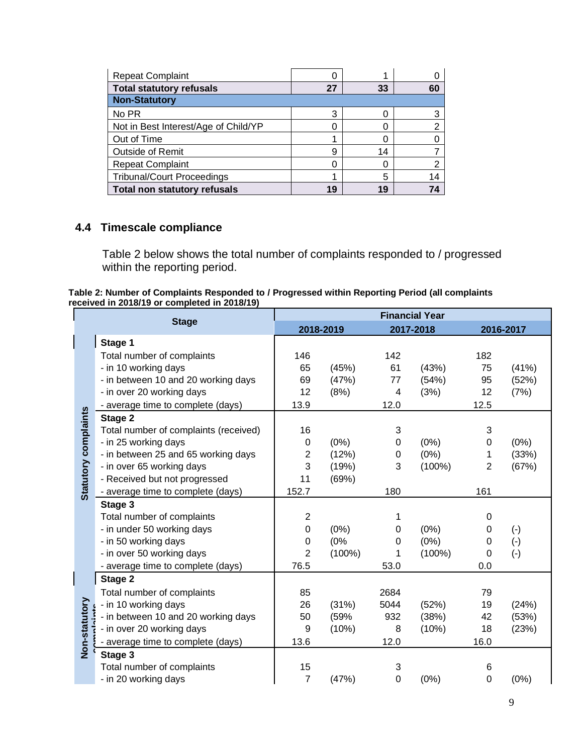| | | | |
|---|---|---|---|
| Repeat Complaint | 0 | 1 | 0 |
| **Total statutory refusals** | **27** | **33** | **60** |
| **Non-Statutory** | | | |
| No PR | 3 | 0 | 3 |
| Not in Best Interest/Age of Child/YP | 0 | 0 | 2 |
| Out of Time | 1 | 0 | 0 |
| Outside of Remit | 9 | 14 | 7 |
| Repeat Complaint | 0 | 0 | 2 |
| Tribunal/Court Proceedings | 1 | 5 | 14 |
| **Total non statutory refusals** | **19** | **19** | **74** |

### 4.4 Timescale compliance

Table 2 below shows the total number of complaints responded to / progressed within the reporting period.

**Table 2: Number of Complaints Responded to / Progressed within Reporting Period (all complaints received in 2018/19 or completed in 2018/19)**

| | Stage | Financial Year | | | | | |
|---|---|---|---|---|---|---|---|
| | | 2018-2019 | | 2017-2018 | | 2016-2017 | |
| Statutory complaints | **Stage 1** | | | | | | |
| | Total number of complaints | 146 | | 142 | | 182 | |
| | - in 10 working days | 65 | (45%) | 61 | (43%) | 75 | (41%) |
| | - in between 10 and 20 working days | 69 | (47%) | 77 | (54%) | 95 | (52%) |
| | - in over 20 working days | 12 | (8%) | 4 | (3%) | 12 | (7%) |
| | - average time to complete (days) | 13.9 | | 12.0 | | 12.5 | |
| | **Stage 2** | | | | | | |
| | Total number of complaints (received) | 16 | | 3 | | 3 | |
| | - in 25 working days | 0 | (0%) | 0 | (0%) | 0 | (0%) |
| | - in between 25 and 65 working days | 2 | (12%) | 0 | (0%) | 1 | (33%) |
| | - in over 65 working days | 3 | (19%) | 3 | (100%) | 2 | (67%) |
| | - Received but not progressed | 11 | (69%) | | | | |
| | - average time to complete (days) | 152.7 | | 180 | | 161 | |
| | **Stage 3** | | | | | | |
| | Total number of complaints | 2 | | 1 | | 0 | |
| | - in under 50 working days | 0 | (0%) | 0 | (0%) | 0 | (-) |
| | - in 50 working days | 0 | (0% | 0 | (0%) | 0 | (-) |
| | - in over 50 working days | 2 | (100%) | 1 | (100%) | 0 | (-) |
| | - average time to complete (days) | 76.5 | | 53.0 | | 0.0 | |
| Non-statutory complaints | **Stage 2** | | | | | | |
| | Total number of complaints | 85 | | 2684 | | 79 | |
| | - in 10 working days | 26 | (31%) | 5044 | (52%) | 19 | (24%) |
| | - in between 10 and 20 working days | 50 | (59% | 932 | (38%) | 42 | (53%) |
| | - in over 20 working days | 9 | (10%) | 8 | (10%) | 18 | (23%) |
| | - average time to complete (days) | 13.6 | | 12.0 | | 16.0 | |
| | **Stage 3** | | | | | | |
| | Total number of complaints | 15 | | 3 | | 6 | |
| | - in 20 working days | 7 | (47%) | 0 | (0%) | 0 | (0%) |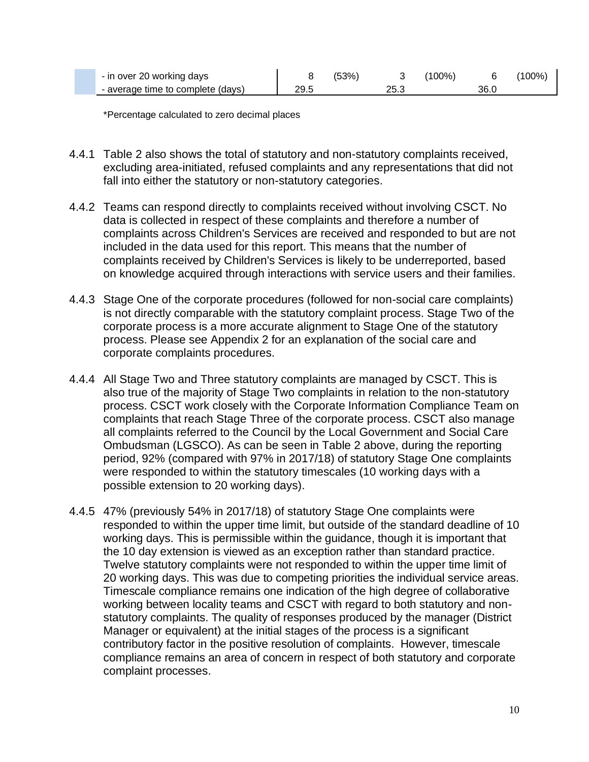| | | | | | | |
|---|---|---|---|---|---|---|
| - in over 20 working days | 8 | (53%) | 3 | (100%) | 6 | (100%) |
| - average time to complete (days) | 29.5 | | 25.3 | | 36.0 | |

*Percentage calculated to zero decimal places

4.4.1 Table 2 also shows the total of statutory and non-statutory complaints received, excluding area-initiated, refused complaints and any representations that did not fall into either the statutory or non-statutory categories.

4.4.2 Teams can respond directly to complaints received without involving CSCT. No data is collected in respect of these complaints and therefore a number of complaints across Children's Services are received and responded to but are not included in the data used for this report. This means that the number of complaints received by Children's Services is likely to be underreported, based on knowledge acquired through interactions with service users and their families.

4.4.3 Stage One of the corporate procedures (followed for non-social care complaints) is not directly comparable with the statutory complaint process. Stage Two of the corporate process is a more accurate alignment to Stage One of the statutory process. Please see Appendix 2 for an explanation of the social care and corporate complaints procedures.

4.4.4 All Stage Two and Three statutory complaints are managed by CSCT. This is also true of the majority of Stage Two complaints in relation to the non-statutory process. CSCT work closely with the Corporate Information Compliance Team on complaints that reach Stage Three of the corporate process. CSCT also manage all complaints referred to the Council by the Local Government and Social Care Ombudsman (LGSCO). As can be seen in Table 2 above, during the reporting period, 92% (compared with 97% in 2017/18) of statutory Stage One complaints were responded to within the statutory timescales (10 working days with a possible extension to 20 working days).

4.4.5 47% (previously 54% in 2017/18) of statutory Stage One complaints were responded to within the upper time limit, but outside of the standard deadline of 10 working days. This is permissible within the guidance, though it is important that the 10 day extension is viewed as an exception rather than standard practice. Twelve statutory complaints were not responded to within the upper time limit of 20 working days. This was due to competing priorities the individual service areas. Timescale compliance remains one indication of the high degree of collaborative working between locality teams and CSCT with regard to both statutory and non-statutory complaints. The quality of responses produced by the manager (District Manager or equivalent) at the initial stages of the process is a significant contributory factor in the positive resolution of complaints. However, timescale compliance remains an area of concern in respect of both statutory and corporate complaint processes.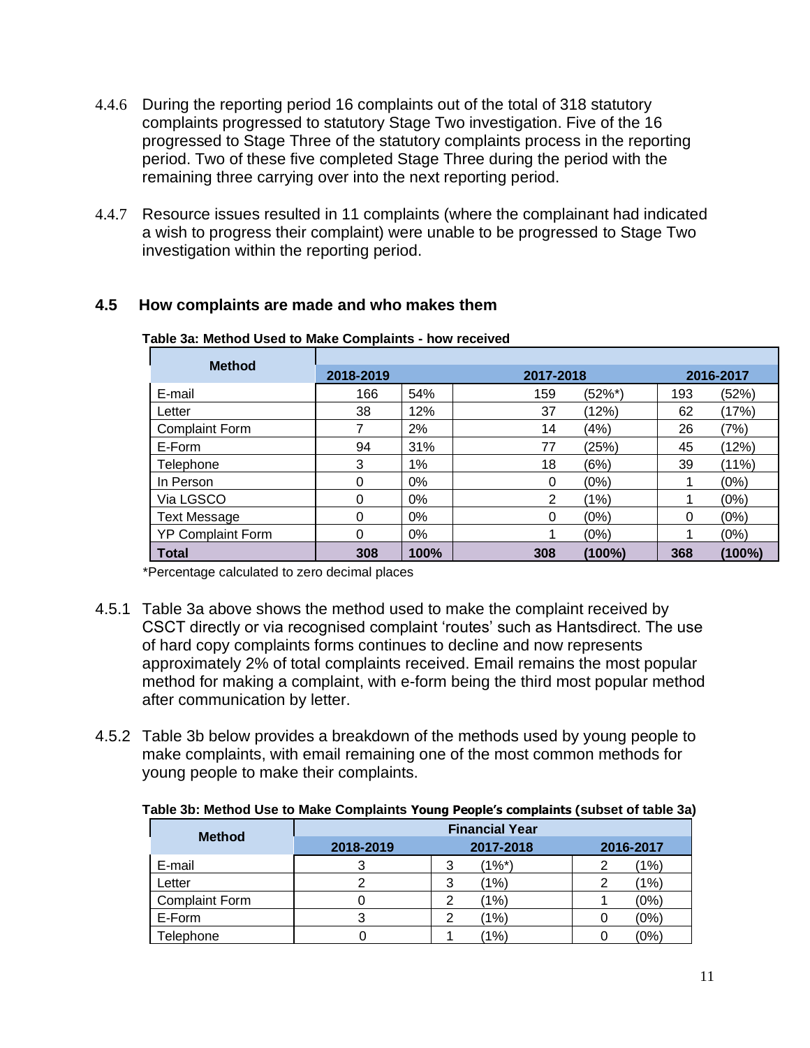4.4.6 During the reporting period 16 complaints out of the total of 318 statutory complaints progressed to statutory Stage Two investigation. Five of the 16 progressed to Stage Three of the statutory complaints process in the reporting period. Two of these five completed Stage Three during the period with the remaining three carrying over into the next reporting period.

4.4.7 Resource issues resulted in 11 complaints (where the complainant had indicated a wish to progress their complaint) were unable to be progressed to Stage Two investigation within the reporting period.

## 4.5 How complaints are made and who makes them

**Table 3a: Method Used to Make Complaints - how received**

| Method | 2018-2019 | | 2017-2018 | | 2016-2017 | |
|---|---|---|---|---|---|---|
| E-mail | 166 | 54% | 159 | (52%*) | 193 | (52%) |
| Letter | 38 | 12% | 37 | (12%) | 62 | (17%) |
| Complaint Form | 7 | 2% | 14 | (4%) | 26 | (7%) |
| E-Form | 94 | 31% | 77 | (25%) | 45 | (12%) |
| Telephone | 3 | 1% | 18 | (6%) | 39 | (11%) |
| In Person | 0 | 0% | 0 | (0%) | 1 | (0%) |
| Via LGSCO | 0 | 0% | 2 | (1%) | 1 | (0%) |
| Text Message | 0 | 0% | 0 | (0%) | 0 | (0%) |
| YP Complaint Form | 0 | 0% | 1 | (0%) | 1 | (0%) |
| **Total** | **308** | **100%** | **308** | **(100%)** | **368** | **(100%)** |

*Percentage calculated to zero decimal places

4.5.1 Table 3a above shows the method used to make the complaint received by CSCT directly or via recognised complaint 'routes' such as Hantsdirect. The use of hard copy complaints forms continues to decline and now represents approximately 2% of total complaints received. Email remains the most popular method for making a complaint, with e-form being the third most popular method after communication by letter.

4.5.2 Table 3b below provides a breakdown of the methods used by young people to make complaints, with email remaining one of the most common methods for young people to make their complaints.

**Table 3b: Method Use to Make Complaints Young People's complaints (subset of table 3a)**

| Method | Financial Year | | | | |
|---|---|---|---|---|---|
| | 2018-2019 | 2017-2018 | | 2016-2017 | |
| E-mail | 3 | 3 | (1%*) | 2 | (1%) |
| Letter | 2 | 3 | (1%) | 2 | (1%) |
| Complaint Form | 0 | 2 | (1%) | 1 | (0%) |
| E-Form | 3 | 2 | (1%) | 0 | (0%) |
| Telephone | 0 | 1 | (1%) | 0 | (0%) |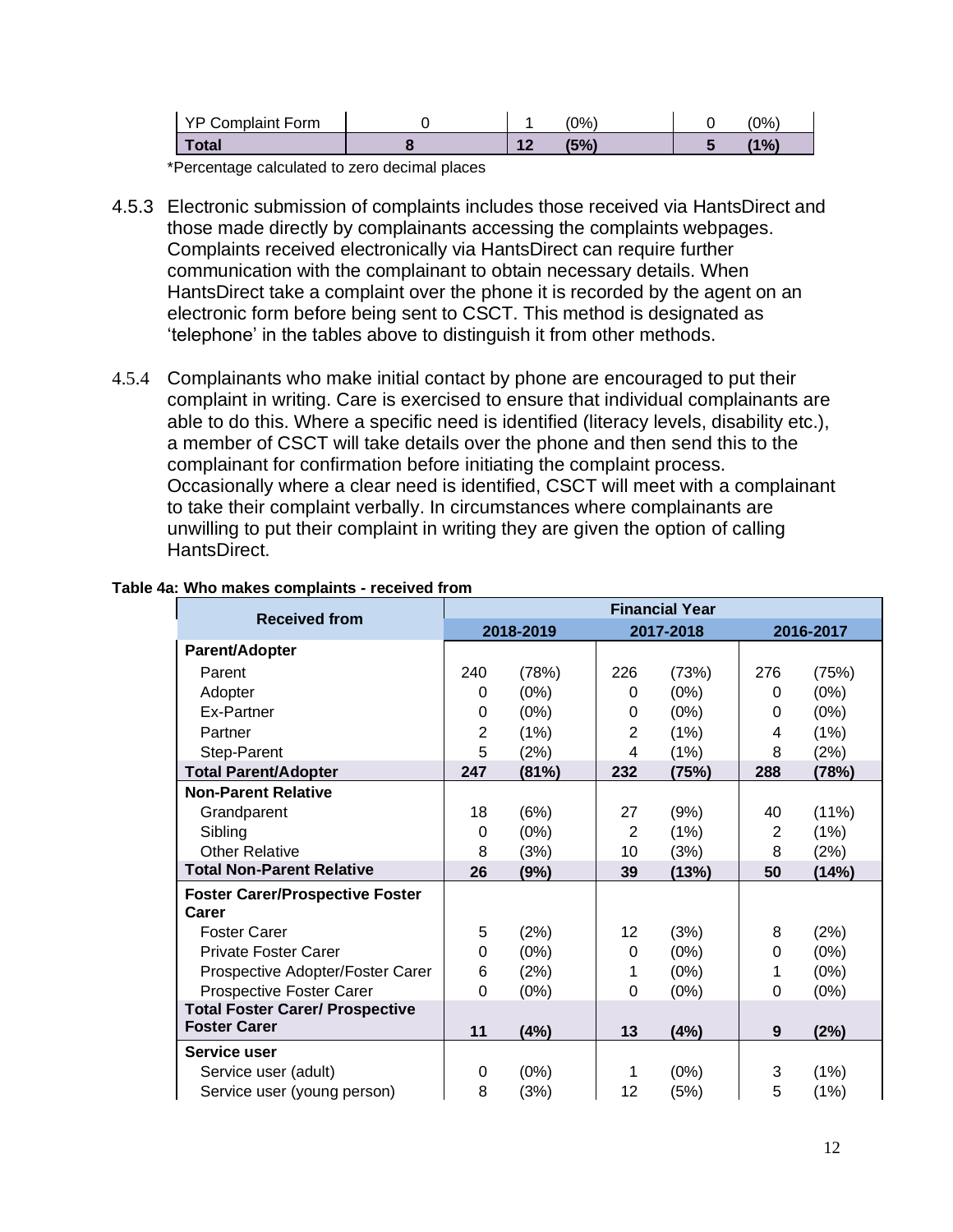| | | | | | |
|---|---|---|---|---|---|
| YP Complaint Form | 0 | 1 | (0%) | 0 | (0%) |
| **Total** | **8** | **12** | **(5%)** | **5** | **(1%)** |

*Percentage calculated to zero decimal places

4.5.3 Electronic submission of complaints includes those received via HantsDirect and those made directly by complainants accessing the complaints webpages. Complaints received electronically via HantsDirect can require further communication with the complainant to obtain necessary details. When HantsDirect take a complaint over the phone it is recorded by the agent on an electronic form before being sent to CSCT. This method is designated as 'telephone' in the tables above to distinguish it from other methods.

4.5.4 Complainants who make initial contact by phone are encouraged to put their complaint in writing. Care is exercised to ensure that individual complainants are able to do this. Where a specific need is identified (literacy levels, disability etc.), a member of CSCT will take details over the phone and then send this to the complainant for confirmation before initiating the complaint process. Occasionally where a clear need is identified, CSCT will meet with a complainant to take their complaint verbally. In circumstances where complainants are unwilling to put their complaint in writing they are given the option of calling HantsDirect.

**Table 4a: Who makes complaints - received from**

| Received from | Financial Year | | | | | |
|---|---|---|---|---|---|---|
| | 2018-2019 | | 2017-2018 | | 2016-2017 | |
| **Parent/Adopter** | | | | | | |
| Parent | 240 | (78%) | 226 | (73%) | 276 | (75%) |
| Adopter | 0 | (0%) | 0 | (0%) | 0 | (0%) |
| Ex-Partner | 0 | (0%) | 0 | (0%) | 0 | (0%) |
| Partner | 2 | (1%) | 2 | (1%) | 4 | (1%) |
| Step-Parent | 5 | (2%) | 4 | (1%) | 8 | (2%) |
| **Total Parent/Adopter** | **247** | **(81%)** | **232** | **(75%)** | **288** | **(78%)** |
| **Non-Parent Relative** | | | | | | |
| Grandparent | 18 | (6%) | 27 | (9%) | 40 | (11%) |
| Sibling | 0 | (0%) | 2 | (1%) | 2 | (1%) |
| Other Relative | 8 | (3%) | 10 | (3%) | 8 | (2%) |
| **Total Non-Parent Relative** | **26** | **(9%)** | **39** | **(13%)** | **50** | **(14%)** |
| **Foster Carer/Prospective Foster Carer** | | | | | | |
| Foster Carer | 5 | (2%) | 12 | (3%) | 8 | (2%) |
| Private Foster Carer | 0 | (0%) | 0 | (0%) | 0 | (0%) |
| Prospective Adopter/Foster Carer | 6 | (2%) | 1 | (0%) | 1 | (0%) |
| Prospective Foster Carer | 0 | (0%) | 0 | (0%) | 0 | (0%) |
| **Total Foster Carer/ Prospective Foster Carer** | **11** | **(4%)** | **13** | **(4%)** | **9** | **(2%)** |
| **Service user** | | | | | | |
| Service user (adult) | 0 | (0%) | 1 | (0%) | 3 | (1%) |
| Service user (young person) | 8 | (3%) | 12 | (5%) | 5 | (1%) |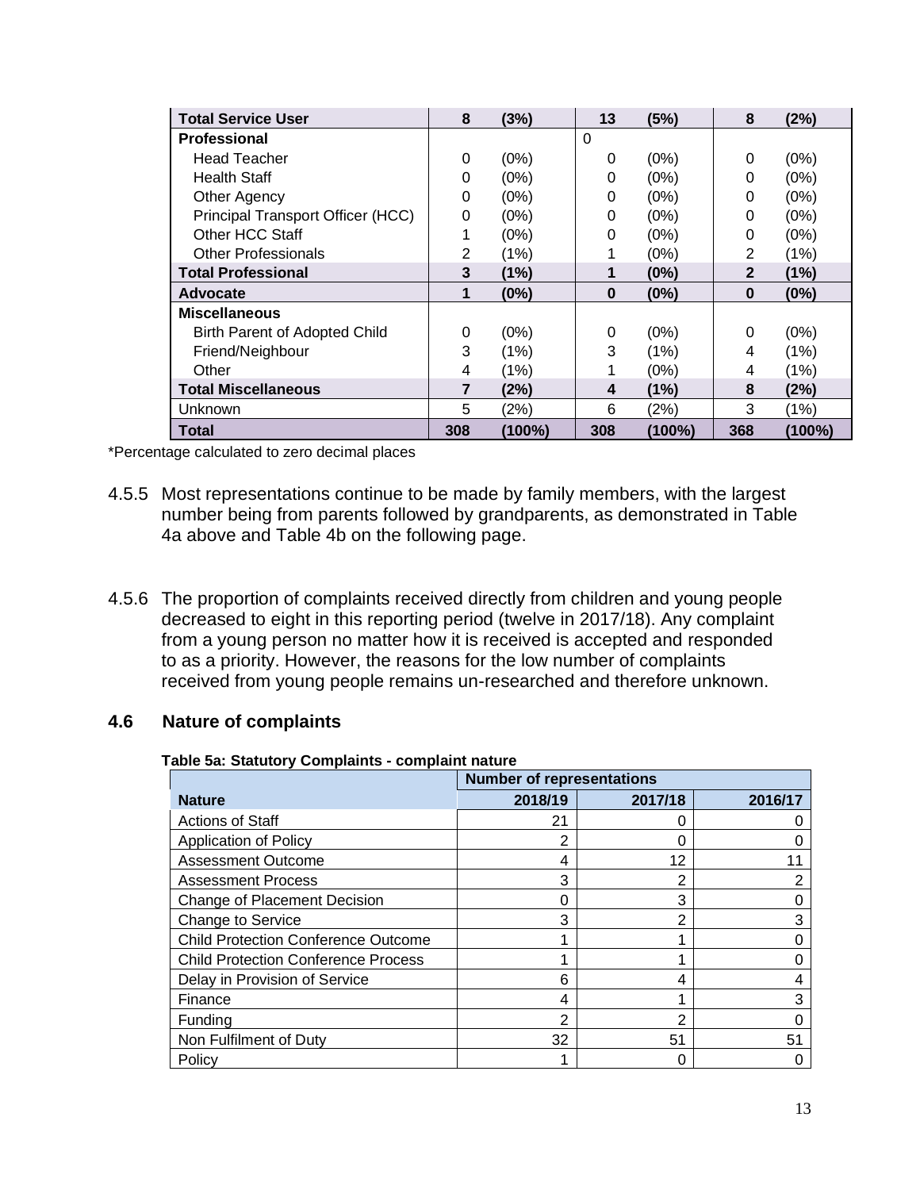| Total Service User | 8 | (3%) | 13 | (5%) | 8 | (2%) |
|---|---|---|---|---|---|---|
| **Professional** | | | 0 | | | |
| Head Teacher | 0 | (0%) | 0 | (0%) | 0 | (0%) |
| Health Staff | 0 | (0%) | 0 | (0%) | 0 | (0%) |
| Other Agency | 0 | (0%) | 0 | (0%) | 0 | (0%) |
| Principal Transport Officer (HCC) | 0 | (0%) | 0 | (0%) | 0 | (0%) |
| Other HCC Staff | 1 | (0%) | 0 | (0%) | 0 | (0%) |
| Other Professionals | 2 | (1%) | 1 | (0%) | 2 | (1%) |
| **Total Professional** | **3** | **(1%)** | **1** | **(0%)** | **2** | **(1%)** |
| **Advocate** | **1** | **(0%)** | **0** | **(0%)** | **0** | **(0%)** |
| **Miscellaneous** | | | | | | |
| Birth Parent of Adopted Child | 0 | (0%) | 0 | (0%) | 0 | (0%) |
| Friend/Neighbour | 3 | (1%) | 3 | (1%) | 4 | (1%) |
| Other | 4 | (1%) | 1 | (0%) | 4 | (1%) |
| **Total Miscellaneous** | **7** | **(2%)** | **4** | **(1%)** | **8** | **(2%)** |
| Unknown | 5 | (2%) | 6 | (2%) | 3 | (1%) |
| **Total** | **308** | **(100%)** | **308** | **(100%)** | **368** | **(100%)** |

*Percentage calculated to zero decimal places

4.5.5 Most representations continue to be made by family members, with the largest number being from parents followed by grandparents, as demonstrated in Table 4a above and Table 4b on the following page.

4.5.6 The proportion of complaints received directly from children and young people decreased to eight in this reporting period (twelve in 2017/18). Any complaint from a young person no matter how it is received is accepted and responded to as a priority. However, the reasons for the low number of complaints received from young people remains un-researched and therefore unknown.

## 4.6 Nature of complaints

**Table 5a: Statutory Complaints - complaint nature**

| | Number of representations | | |
|---|---|---|---|
| **Nature** | **2018/19** | **2017/18** | **2016/17** |
| Actions of Staff | 21 | 0 | 0 |
| Application of Policy | 2 | 0 | 0 |
| Assessment Outcome | 4 | 12 | 11 |
| Assessment Process | 3 | 2 | 2 |
| Change of Placement Decision | 0 | 3 | 0 |
| Change to Service | 3 | 2 | 3 |
| Child Protection Conference Outcome | 1 | 1 | 0 |
| Child Protection Conference Process | 1 | 1 | 0 |
| Delay in Provision of Service | 6 | 4 | 4 |
| Finance | 4 | 1 | 3 |
| Funding | 2 | 2 | 0 |
| Non Fulfilment of Duty | 32 | 51 | 51 |
| Policy | 1 | 0 | 0 |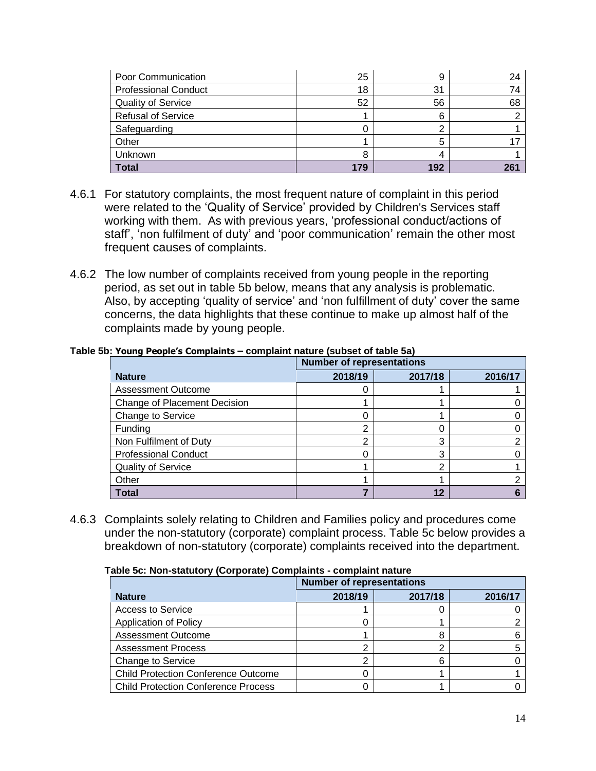| | | | |
|---|---|---|---|
| Poor Communication | 25 | 9 | 24 |
| Professional Conduct | 18 | 31 | 74 |
| Quality of Service | 52 | 56 | 68 |
| Refusal of Service | 1 | 6 | 2 |
| Safeguarding | 0 | 2 | 1 |
| Other | 1 | 5 | 17 |
| Unknown | 8 | 4 | 1 |
| **Total** | **179** | **192** | **261** |

4.6.1 For statutory complaints, the most frequent nature of complaint in this period were related to the 'Quality of Service' provided by Children's Services staff working with them. As with previous years, 'professional conduct/actions of staff', 'non fulfilment of duty' and 'poor communication' remain the other most frequent causes of complaints.

4.6.2 The low number of complaints received from young people in the reporting period, as set out in table 5b below, means that any analysis is problematic. Also, by accepting 'quality of service' and 'non fulfillment of duty' cover the same concerns, the data highlights that these continue to make up almost half of the complaints made by young people.

**Table 5b: Young People's Complaints – complaint nature (subset of table 5a)**

| | Number of representations | | |
|---|---|---|---|
| **Nature** | **2018/19** | **2017/18** | **2016/17** |
| Assessment Outcome | 0 | 1 | 1 |
| Change of Placement Decision | 1 | 1 | 0 |
| Change to Service | 0 | 1 | 0 |
| Funding | 2 | 0 | 0 |
| Non Fulfilment of Duty | 2 | 3 | 2 |
| Professional Conduct | 0 | 3 | 0 |
| Quality of Service | 1 | 2 | 1 |
| Other | 1 | 1 | 2 |
| **Total** | **7** | **12** | **6** |

4.6.3 Complaints solely relating to Children and Families policy and procedures come under the non-statutory (corporate) complaint process. Table 5c below provides a breakdown of non-statutory (corporate) complaints received into the department.

**Table 5c: Non-statutory (Corporate) Complaints - complaint nature**

| | Number of representations | | |
|---|---|---|---|
| **Nature** | **2018/19** | **2017/18** | **2016/17** |
| Access to Service | 1 | 0 | 0 |
| Application of Policy | 0 | 1 | 2 |
| Assessment Outcome | 1 | 8 | 6 |
| Assessment Process | 2 | 2 | 5 |
| Change to Service | 2 | 6 | 0 |
| Child Protection Conference Outcome | 0 | 1 | 1 |
| Child Protection Conference Process | 0 | 1 | 0 |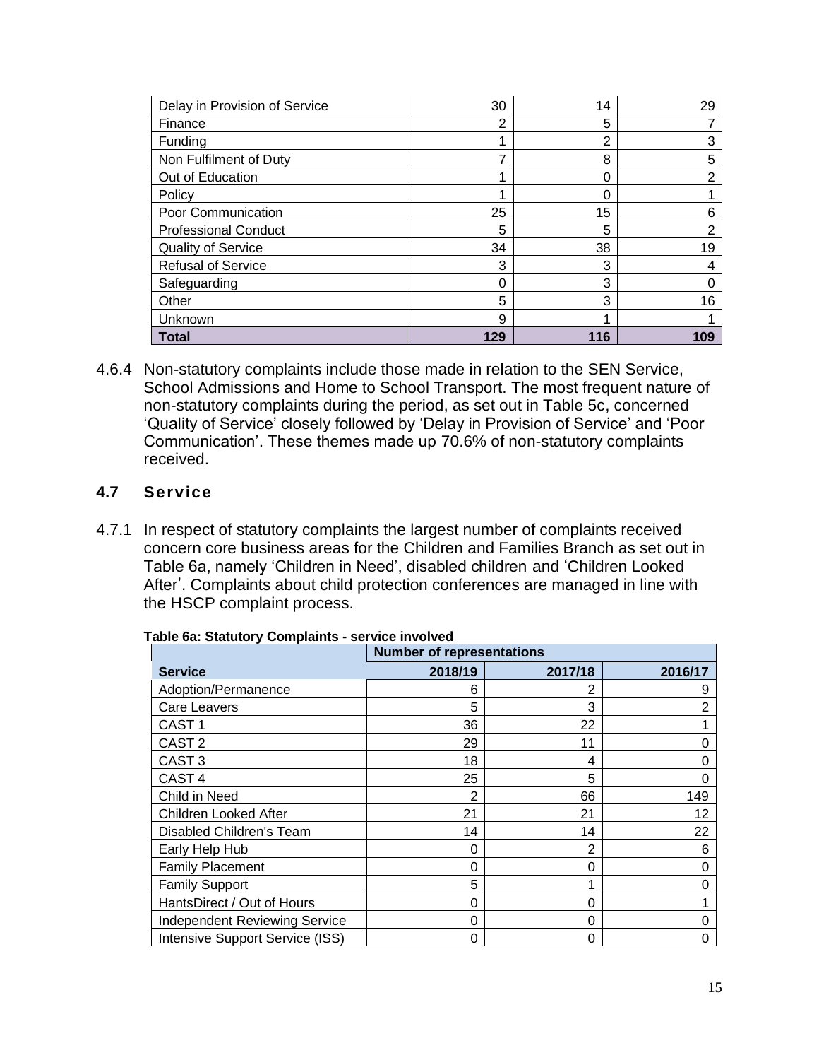| | | | |
|---|---|---|---|
| Delay in Provision of Service | 30 | 14 | 29 |
| Finance | 2 | 5 | 7 |
| Funding | 1 | 2 | 3 |
| Non Fulfilment of Duty | 7 | 8 | 5 |
| Out of Education | 1 | 0 | 2 |
| Policy | 1 | 0 | 1 |
| Poor Communication | 25 | 15 | 6 |
| Professional Conduct | 5 | 5 | 2 |
| Quality of Service | 34 | 38 | 19 |
| Refusal of Service | 3 | 3 | 4 |
| Safeguarding | 0 | 3 | 0 |
| Other | 5 | 3 | 16 |
| Unknown | 9 | 1 | 1 |
| **Total** | **129** | **116** | **109** |

4.6.4 Non-statutory complaints include those made in relation to the SEN Service, School Admissions and Home to School Transport. The most frequent nature of non-statutory complaints during the period, as set out in Table 5c, concerned 'Quality of Service' closely followed by 'Delay in Provision of Service' and 'Poor Communication'. These themes made up 70.6% of non-statutory complaints received.

## 4.7 Service

4.7.1 In respect of statutory complaints the largest number of complaints received concern core business areas for the Children and Families Branch as set out in Table 6a, namely 'Children in Need', disabled children and 'Children Looked After'. Complaints about child protection conferences are managed in line with the HSCP complaint process.

**Table 6a: Statutory Complaints - service involved**

| | Number of representations | | |
|---|---|---|---|
| **Service** | **2018/19** | **2017/18** | **2016/17** |
| Adoption/Permanence | 6 | 2 | 9 |
| Care Leavers | 5 | 3 | 2 |
| CAST 1 | 36 | 22 | 1 |
| CAST 2 | 29 | 11 | 0 |
| CAST 3 | 18 | 4 | 0 |
| CAST 4 | 25 | 5 | 0 |
| Child in Need | 2 | 66 | 149 |
| Children Looked After | 21 | 21 | 12 |
| Disabled Children's Team | 14 | 14 | 22 |
| Early Help Hub | 0 | 2 | 6 |
| Family Placement | 0 | 0 | 0 |
| Family Support | 5 | 1 | 0 |
| HantsDirect / Out of Hours | 0 | 0 | 1 |
| Independent Reviewing Service | 0 | 0 | 0 |
| Intensive Support Service (ISS) | 0 | 0 | 0 |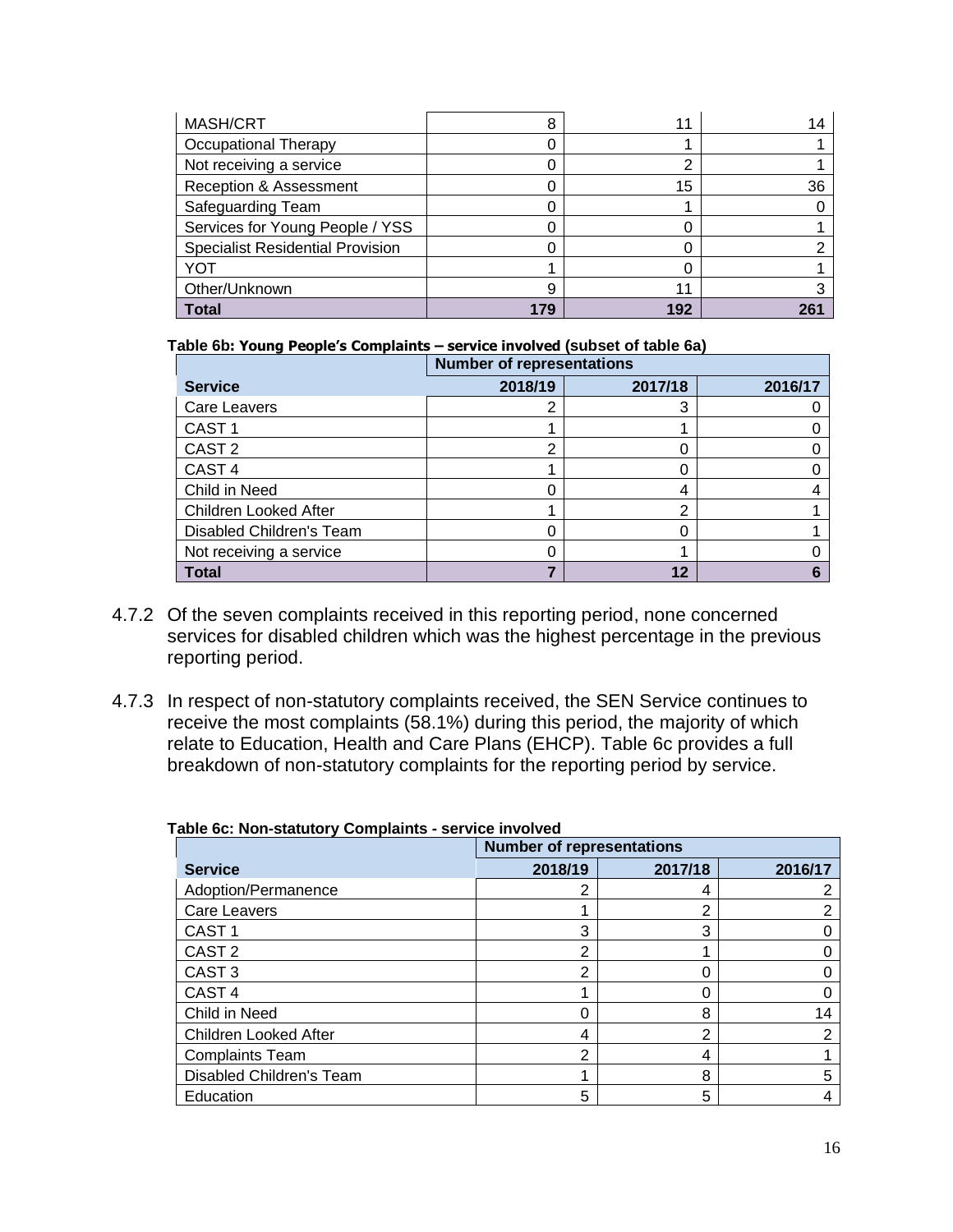| | | | |
|---|---|---|---|
| MASH/CRT | 8 | 11 | 14 |
| Occupational Therapy | 0 | 1 | 1 |
| Not receiving a service | 0 | 2 | 1 |
| Reception & Assessment | 0 | 15 | 36 |
| Safeguarding Team | 0 | 1 | 0 |
| Services for Young People / YSS | 0 | 0 | 1 |
| Specialist Residential Provision | 0 | 0 | 2 |
| YOT | 1 | 0 | 1 |
| Other/Unknown | 9 | 11 | 3 |
| **Total** | **179** | **192** | **261** |

**Table 6b: Young People's Complaints – service involved (subset of table 6a)**

| | Number of representations | | |
|---|---|---|---|
| **Service** | **2018/19** | **2017/18** | **2016/17** |
| Care Leavers | 2 | 3 | 0 |
| CAST 1 | 1 | 1 | 0 |
| CAST 2 | 2 | 0 | 0 |
| CAST 4 | 1 | 0 | 0 |
| Child in Need | 0 | 4 | 4 |
| Children Looked After | 1 | 2 | 1 |
| Disabled Children's Team | 0 | 0 | 1 |
| Not receiving a service | 0 | 1 | 0 |
| **Total** | **7** | **12** | **6** |

4.7.2 Of the seven complaints received in this reporting period, none concerned services for disabled children which was the highest percentage in the previous reporting period.

4.7.3 In respect of non-statutory complaints received, the SEN Service continues to receive the most complaints (58.1%) during this period, the majority of which relate to Education, Health and Care Plans (EHCP). Table 6c provides a full breakdown of non-statutory complaints for the reporting period by service.

**Table 6c: Non-statutory Complaints - service involved**

| | Number of representations | | |
|---|---|---|---|
| **Service** | **2018/19** | **2017/18** | **2016/17** |
| Adoption/Permanence | 2 | 4 | 2 |
| Care Leavers | 1 | 2 | 2 |
| CAST 1 | 3 | 3 | 0 |
| CAST 2 | 2 | 1 | 0 |
| CAST 3 | 2 | 0 | 0 |
| CAST 4 | 1 | 0 | 0 |
| Child in Need | 0 | 8 | 14 |
| Children Looked After | 4 | 2 | 2 |
| Complaints Team | 2 | 4 | 1 |
| Disabled Children's Team | 1 | 8 | 5 |
| Education | 5 | 5 | 4 |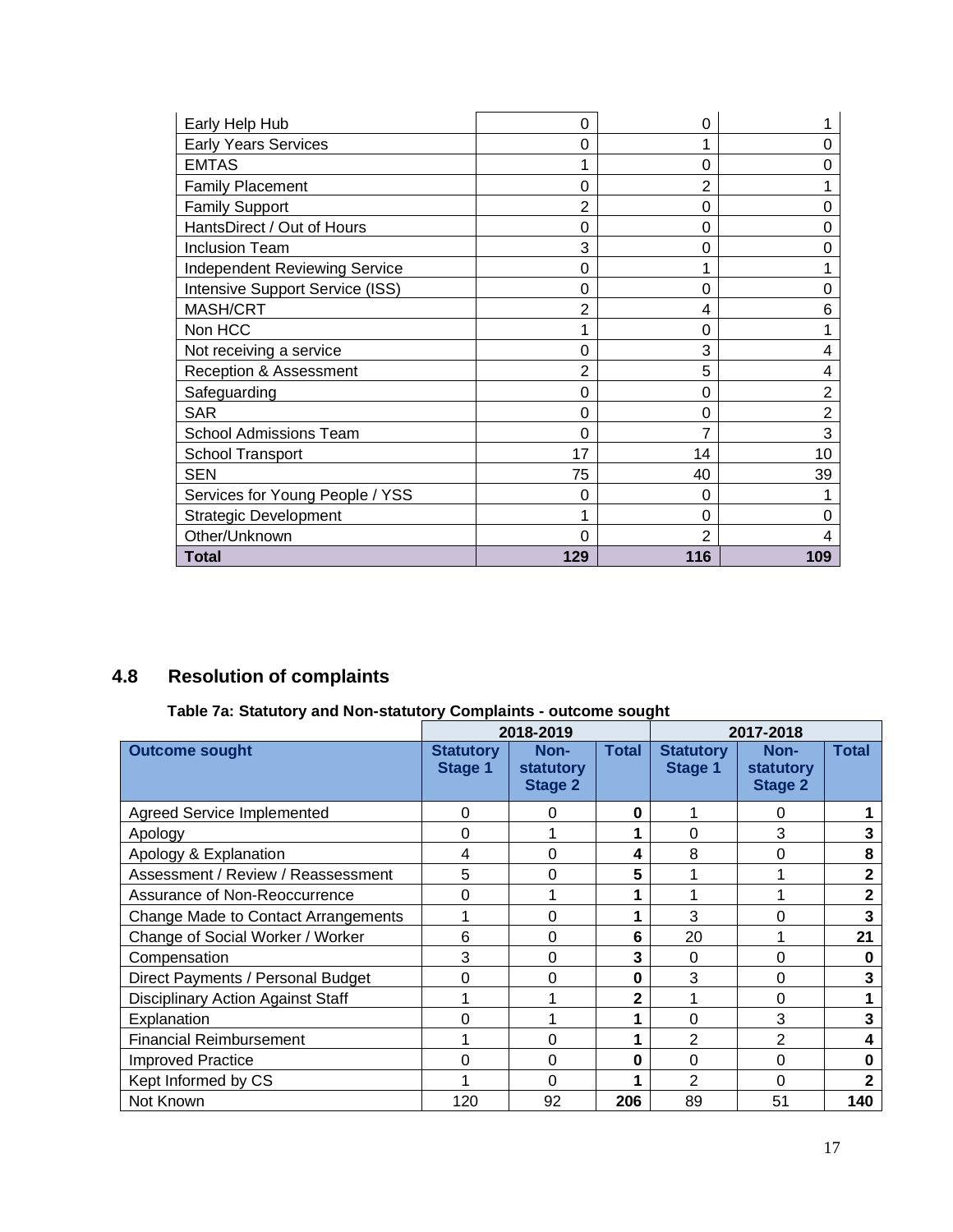| | | | |
|---|---|---|---|
| Early Help Hub | 0 | 0 | 1 |
| Early Years Services | 0 | 1 | 0 |
| EMTAS | 1 | 0 | 0 |
| Family Placement | 0 | 2 | 1 |
| Family Support | 2 | 0 | 0 |
| HantsDirect / Out of Hours | 0 | 0 | 0 |
| Inclusion Team | 3 | 0 | 0 |
| Independent Reviewing Service | 0 | 1 | 1 |
| Intensive Support Service (ISS) | 0 | 0 | 0 |
| MASH/CRT | 2 | 4 | 6 |
| Non HCC | 1 | 0 | 1 |
| Not receiving a service | 0 | 3 | 4 |
| Reception & Assessment | 2 | 5 | 4 |
| Safeguarding | 0 | 0 | 2 |
| SAR | 0 | 0 | 2 |
| School Admissions Team | 0 | 7 | 3 |
| School Transport | 17 | 14 | 10 |
| SEN | 75 | 40 | 39 |
| Services for Young People / YSS | 0 | 0 | 1 |
| Strategic Development | 1 | 0 | 0 |
| Other/Unknown | 0 | 2 | 4 |
| **Total** | **129** | **116** | **109** |

## 4.8 Resolution of complaints

**Table 7a: Statutory and Non-statutory Complaints - outcome sought**

| | 2018-2019 | | | 2017-2018 | | |
|---|---|---|---|---|---|---|
| **Outcome sought** | **Statutory Stage 1** | **Non-statutory Stage 2** | **Total** | **Statutory Stage 1** | **Non-statutory Stage 2** | **Total** |
| Agreed Service Implemented | 0 | 0 | **0** | 1 | 0 | **1** |
| Apology | 0 | 1 | **1** | 0 | 3 | **3** |
| Apology & Explanation | 4 | 0 | **4** | 8 | 0 | **8** |
| Assessment / Review / Reassessment | 5 | 0 | **5** | 1 | 1 | **2** |
| Assurance of Non-Reoccurrence | 0 | 1 | **1** | 1 | 1 | **2** |
| Change Made to Contact Arrangements | 1 | 0 | **1** | 3 | 0 | **3** |
| Change of Social Worker / Worker | 6 | 0 | **6** | 20 | 1 | **21** |
| Compensation | 3 | 0 | **3** | 0 | 0 | **0** |
| Direct Payments / Personal Budget | 0 | 0 | **0** | 3 | 0 | **3** |
| Disciplinary Action Against Staff | 1 | 1 | **2** | 1 | 0 | **1** |
| Explanation | 0 | 1 | **1** | 0 | 3 | **3** |
| Financial Reimbursement | 1 | 0 | **1** | 2 | 2 | **4** |
| Improved Practice | 0 | 0 | **0** | 0 | 0 | **0** |
| Kept Informed by CS | 1 | 0 | **1** | 2 | 0 | **2** |
| Not Known | 120 | 92 | **206** | 89 | 51 | **140** |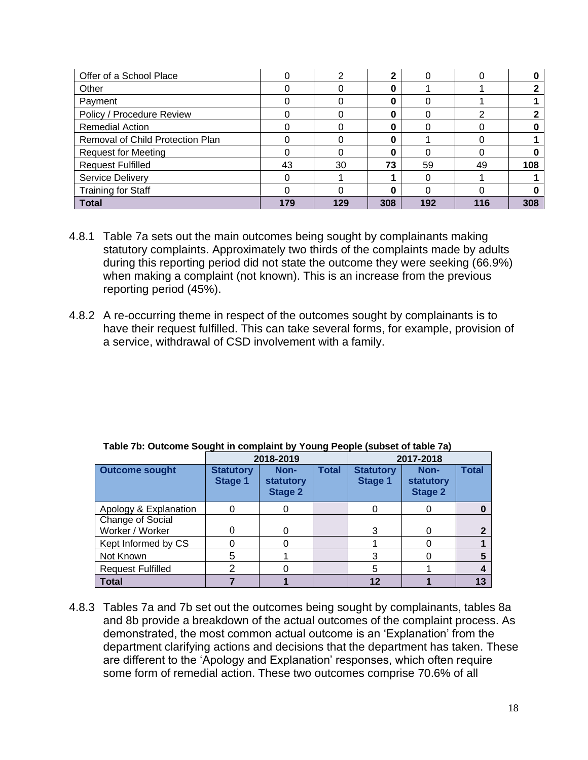| Offer of a School Place | 0 | 2 | **2** | 0 | 0 | **0** |
|---|---|---|---|---|---|---|
| Other | 0 | 0 | **0** | 1 | 1 | **2** |
| Payment | 0 | 0 | **0** | 0 | 1 | **1** |
| Policy / Procedure Review | 0 | 0 | **0** | 0 | 2 | **2** |
| Remedial Action | 0 | 0 | **0** | 0 | 0 | **0** |
| Removal of Child Protection Plan | 0 | 0 | **0** | 1 | 0 | **1** |
| Request for Meeting | 0 | 0 | **0** | 0 | 0 | **0** |
| Request Fulfilled | 43 | 30 | **73** | 59 | 49 | **108** |
| Service Delivery | 0 | 1 | **1** | 0 | 1 | **1** |
| Training for Staff | 0 | 0 | **0** | 0 | 0 | **0** |
| **Total** | **179** | **129** | **308** | **192** | **116** | **308** |

4.8.1 Table 7a sets out the main outcomes being sought by complainants making statutory complaints. Approximately two thirds of the complaints made by adults during this reporting period did not state the outcome they were seeking (66.9%) when making a complaint (not known). This is an increase from the previous reporting period (45%).

4.8.2 A re-occurring theme in respect of the outcomes sought by complainants is to have their request fulfilled. This can take several forms, for example, provision of a service, withdrawal of CSD involvement with a family.

**Table 7b: Outcome Sought in complaint by Young People (subset of table 7a)**

| | 2018-2019 | | | 2017-2018 | | |
|---|---|---|---|---|---|---|
| **Outcome sought** | **Statutory Stage 1** | **Non-statutory Stage 2** | **Total** | **Statutory Stage 1** | **Non-statutory Stage 2** | **Total** |
| Apology & Explanation | 0 | 0 | | 0 | 0 | **0** |
| Change of Social Worker / Worker | 0 | 0 | | 3 | 0 | **2** |
| Kept Informed by CS | 0 | 0 | | 1 | 0 | **1** |
| Not Known | 5 | 1 | | 3 | 0 | **5** |
| Request Fulfilled | 2 | 0 | | 5 | 1 | **4** |
| **Total** | **7** | **1** | | **12** | **1** | **13** |

4.8.3 Tables 7a and 7b set out the outcomes being sought by complainants, tables 8a and 8b provide a breakdown of the actual outcomes of the complaint process. As demonstrated, the most common actual outcome is an 'Explanation' from the department clarifying actions and decisions that the department has taken. These are different to the 'Apology and Explanation' responses, which often require some form of remedial action. These two outcomes comprise 70.6% of all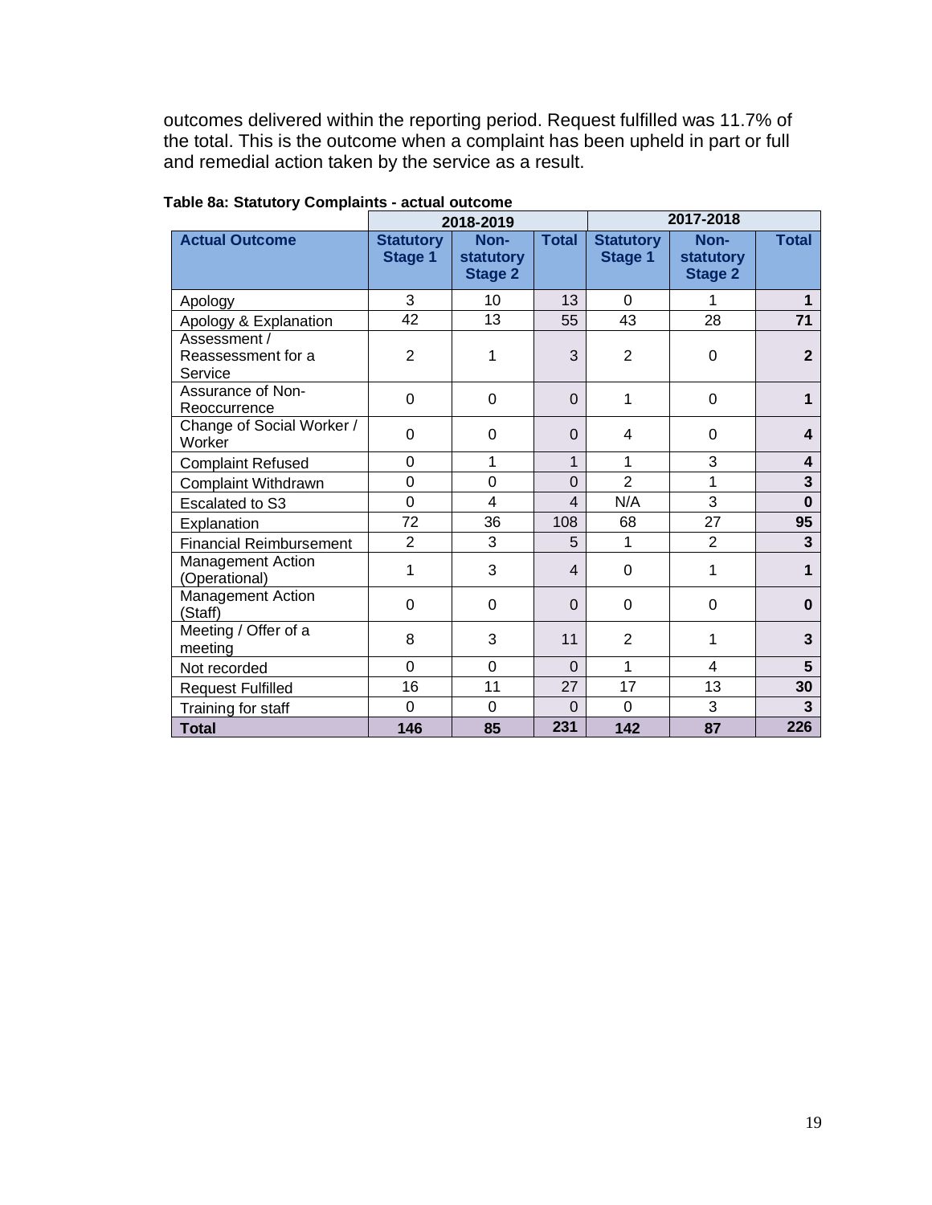outcomes delivered within the reporting period. Request fulfilled was 11.7% of the total. This is the outcome when a complaint has been upheld in part or full and remedial action taken by the service as a result.

**Table 8a: Statutory Complaints - actual outcome**

| | 2018-2019 | | | 2017-2018 | | |
|---|---|---|---|---|---|---|
| **Actual Outcome** | **Statutory Stage 1** | **Non-statutory Stage 2** | **Total** | **Statutory Stage 1** | **Non-statutory Stage 2** | **Total** |
| Apology | 3 | 10 | 13 | 0 | 1 | **1** |
| Apology & Explanation | 42 | 13 | 55 | 43 | 28 | **71** |
| Assessment / Reassessment for a Service | 2 | 1 | 3 | 2 | 0 | **2** |
| Assurance of Non-Reoccurrence | 0 | 0 | 0 | 1 | 0 | **1** |
| Change of Social Worker / Worker | 0 | 0 | 0 | 4 | 0 | **4** |
| Complaint Refused | 0 | 1 | 1 | 1 | 3 | **4** |
| Complaint Withdrawn | 0 | 0 | 0 | 2 | 1 | **3** |
| Escalated to S3 | 0 | 4 | 4 | N/A | 3 | **0** |
| Explanation | 72 | 36 | 108 | 68 | 27 | **95** |
| Financial Reimbursement | 2 | 3 | 5 | 1 | 2 | **3** |
| Management Action (Operational) | 1 | 3 | 4 | 0 | 1 | **1** |
| Management Action (Staff) | 0 | 0 | 0 | 0 | 0 | **0** |
| Meeting / Offer of a meeting | 8 | 3 | 11 | 2 | 1 | **3** |
| Not recorded | 0 | 0 | 0 | 1 | 4 | **5** |
| Request Fulfilled | 16 | 11 | 27 | 17 | 13 | **30** |
| Training for staff | 0 | 0 | 0 | 0 | 3 | **3** |
| **Total** | **146** | **85** | **231** | **142** | **87** | **226** |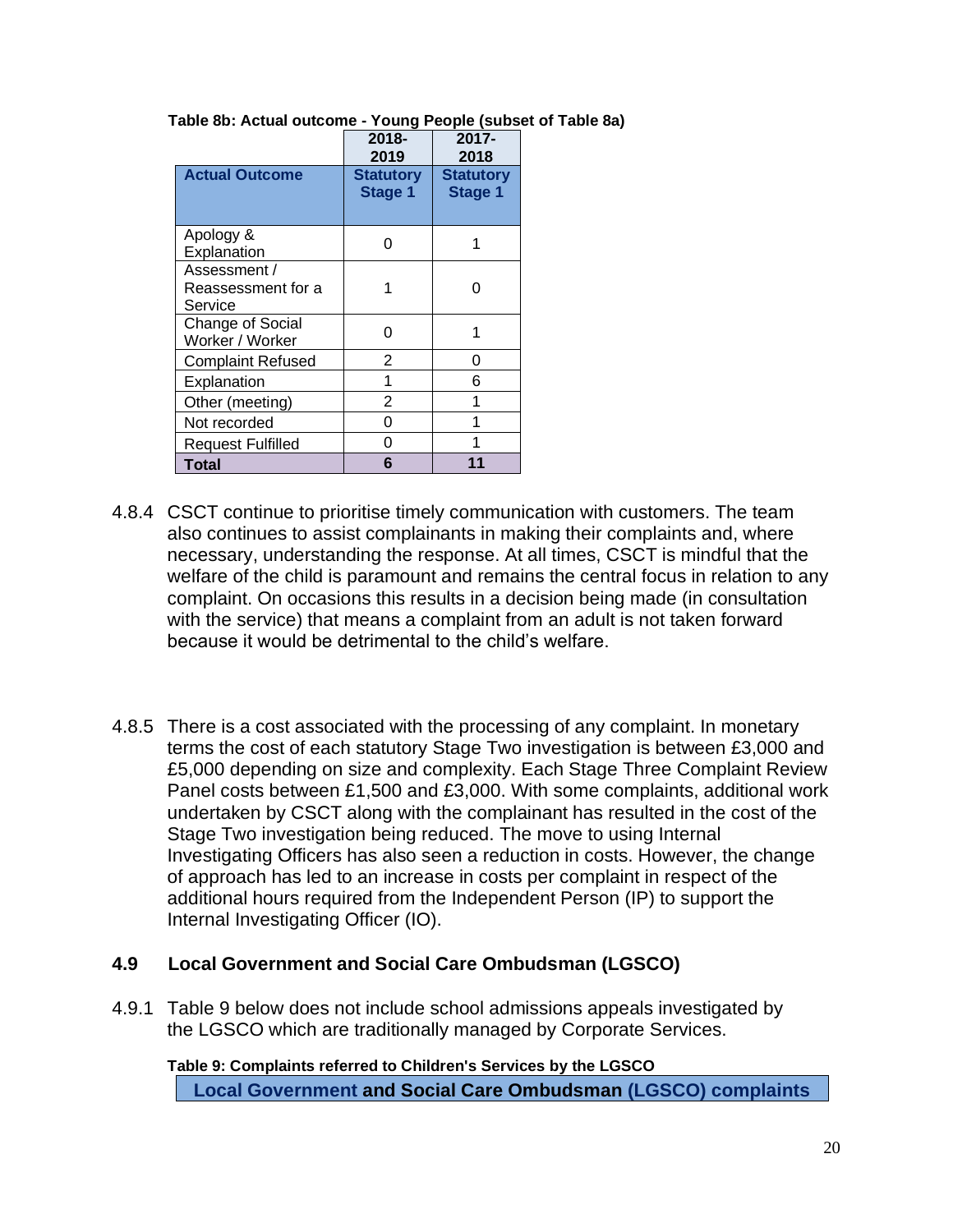**Table 8b: Actual outcome - Young People (subset of Table 8a)**

| | 2018-2019 | 2017-2018 |
|---|---|---|
| **Actual Outcome** | **Statutory Stage 1** | **Statutory Stage 1** |
| Apology & Explanation | 0 | 1 |
| Assessment / Reassessment for a Service | 1 | 0 |
| Change of Social Worker / Worker | 0 | 1 |
| Complaint Refused | 2 | 0 |
| Explanation | 1 | 6 |
| Other (meeting) | 2 | 1 |
| Not recorded | 0 | 1 |
| Request Fulfilled | 0 | 1 |
| **Total** | **6** | **11** |

4.8.4 CSCT continue to prioritise timely communication with customers. The team also continues to assist complainants in making their complaints and, where necessary, understanding the response. At all times, CSCT is mindful that the welfare of the child is paramount and remains the central focus in relation to any complaint. On occasions this results in a decision being made (in consultation with the service) that means a complaint from an adult is not taken forward because it would be detrimental to the child's welfare.

4.8.5 There is a cost associated with the processing of any complaint. In monetary terms the cost of each statutory Stage Two investigation is between £3,000 and £5,000 depending on size and complexity. Each Stage Three Complaint Review Panel costs between £1,500 and £3,000. With some complaints, additional work undertaken by CSCT along with the complainant has resulted in the cost of the Stage Two investigation being reduced. The move to using Internal Investigating Officers has also seen a reduction in costs. However, the change of approach has led to an increase in costs per complaint in respect of the additional hours required from the Independent Person (IP) to support the Internal Investigating Officer (IO).

## 4.9 Local Government and Social Care Ombudsman (LGSCO)

4.9.1 Table 9 below does not include school admissions appeals investigated by the LGSCO which are traditionally managed by Corporate Services.

**Table 9: Complaints referred to Children's Services by the LGSCO**

| Local Government and Social Care Ombudsman (LGSCO) complaints |
|---|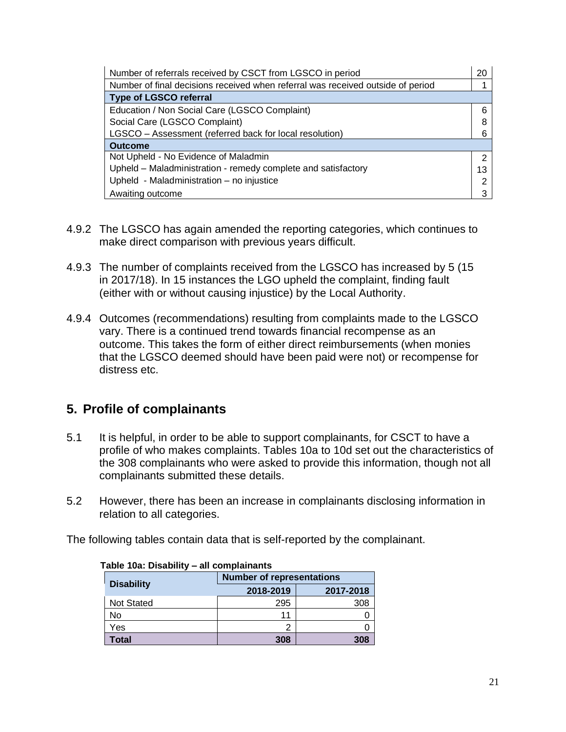| Number of referrals received by CSCT from LGSCO in period | 20 |
| --- | --- |
| Number of final decisions received when referral was received outside of period | 1 |
| **Type of LGSCO referral** | |
| Education / Non Social Care (LGSCO Complaint) | 6 |
| Social Care (LGSCO Complaint) | 8 |
| LGSCO – Assessment (referred back for local resolution) | 6 |
| **Outcome** | |
| Not Upheld - No Evidence of Maladmin | 2 |
| Upheld – Maladministration - remedy complete and satisfactory | 13 |
| Upheld - Maladministration – no injustice | 2 |
| Awaiting outcome | 3 |

4.9.2 The LGSCO has again amended the reporting categories, which continues to make direct comparison with previous years difficult.

4.9.3 The number of complaints received from the LGSCO has increased by 5 (15 in 2017/18). In 15 instances the LGO upheld the complaint, finding fault (either with or without causing injustice) by the Local Authority.

4.9.4 Outcomes (recommendations) resulting from complaints made to the LGSCO vary. There is a continued trend towards financial recompense as an outcome. This takes the form of either direct reimbursements (when monies that the LGSCO deemed should have been paid were not) or recompense for distress etc.

## 5. Profile of complainants

5.1 It is helpful, in order to be able to support complainants, for CSCT to have a profile of who makes complaints. Tables 10a to 10d set out the characteristics of the 308 complainants who were asked to provide this information, though not all complainants submitted these details.

5.2 However, there has been an increase in complainants disclosing information in relation to all categories.

The following tables contain data that is self-reported by the complainant.

**Table 10a: Disability – all complainants**

| Disability | Number of representations | |
| --- | --- | --- |
| | 2018-2019 | 2017-2018 |
| Not Stated | 295 | 308 |
| No | 11 | 0 |
| Yes | 2 | 0 |
| **Total** | **308** | **308** |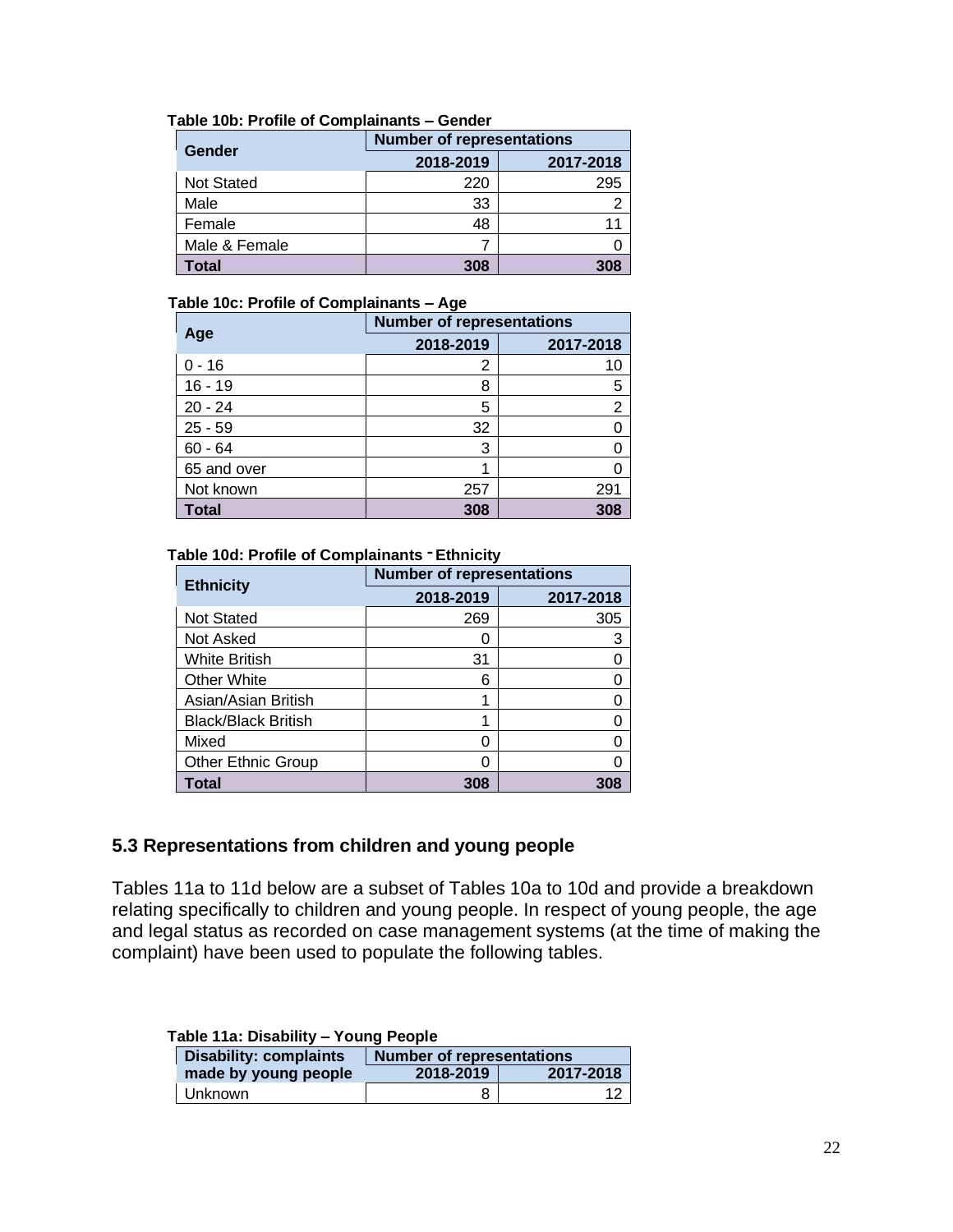**Table 10b: Profile of Complainants – Gender**

| Gender | Number of representations | |
|---|---|---|
| | 2018-2019 | 2017-2018 |
| Not Stated | 220 | 295 |
| Male | 33 | 2 |
| Female | 48 | 11 |
| Male & Female | 7 | 0 |
| **Total** | **308** | **308** |

**Table 10c: Profile of Complainants – Age**

| Age | Number of representations | |
|---|---|---|
| | 2018-2019 | 2017-2018 |
| 0 - 16 | 2 | 10 |
| 16 - 19 | 8 | 5 |
| 20 - 24 | 5 | 2 |
| 25 - 59 | 32 | 0 |
| 60 - 64 | 3 | 0 |
| 65 and over | 1 | 0 |
| Not known | 257 | 291 |
| **Total** | **308** | **308** |

**Table 10d: Profile of Complainants - Ethnicity**

| Ethnicity | Number of representations | |
|---|---|---|
| | 2018-2019 | 2017-2018 |
| Not Stated | 269 | 305 |
| Not Asked | 0 | 3 |
| White British | 31 | 0 |
| Other White | 6 | 0 |
| Asian/Asian British | 1 | 0 |
| Black/Black British | 1 | 0 |
| Mixed | 0 | 0 |
| Other Ethnic Group | 0 | 0 |
| **Total** | **308** | **308** |

## 5.3 Representations from children and young people

Tables 11a to 11d below are a subset of Tables 10a to 10d and provide a breakdown relating specifically to children and young people. In respect of young people, the age and legal status as recorded on case management systems (at the time of making the complaint) have been used to populate the following tables.

**Table 11a: Disability – Young People**

| Disability: complaints made by young people | Number of representations | |
|---|---|---|
| | 2018-2019 | 2017-2018 |
| Unknown | 8 | 12 |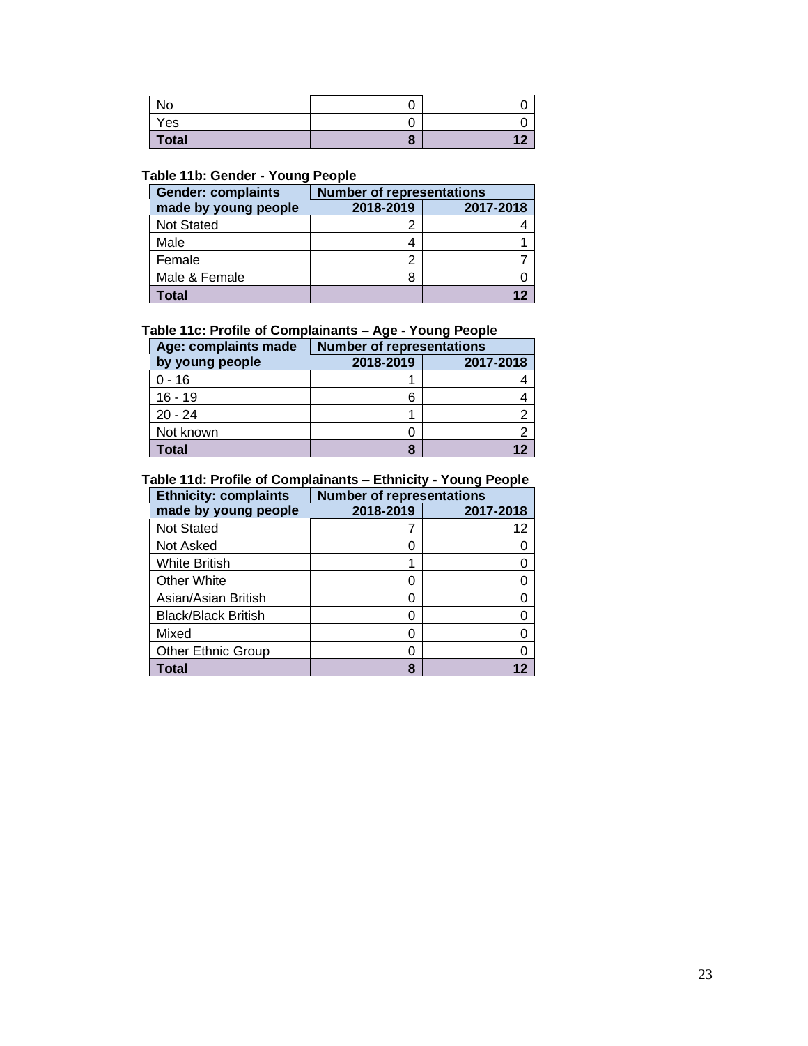| | | |
|---|---|---|
| No | 0 | 0 |
| Yes | 0 | 0 |
| **Total** | **8** | **12** |

**Table 11b: Gender - Young People**

| Gender: complaints made by young people | Number of representations | |
|---|---|---|
| | 2018-2019 | 2017-2018 |
| Not Stated | 2 | 4 |
| Male | 4 | 1 |
| Female | 2 | 7 |
| Male & Female | 8 | 0 |
| **Total** | | **12** |

**Table 11c: Profile of Complainants – Age - Young People**

| Age: complaints made by young people | Number of representations | |
|---|---|---|
| | 2018-2019 | 2017-2018 |
| 0 - 16 | 1 | 4 |
| 16 - 19 | 6 | 4 |
| 20 - 24 | 1 | 2 |
| Not known | 0 | 2 |
| **Total** | **8** | **12** |

**Table 11d: Profile of Complainants – Ethnicity - Young People**

| Ethnicity: complaints made by young people | Number of representations | |
|---|---|---|
| | 2018-2019 | 2017-2018 |
| Not Stated | 7 | 12 |
| Not Asked | 0 | 0 |
| White British | 1 | 0 |
| Other White | 0 | 0 |
| Asian/Asian British | 0 | 0 |
| Black/Black British | 0 | 0 |
| Mixed | 0 | 0 |
| Other Ethnic Group | 0 | 0 |
| **Total** | **8** | **12** |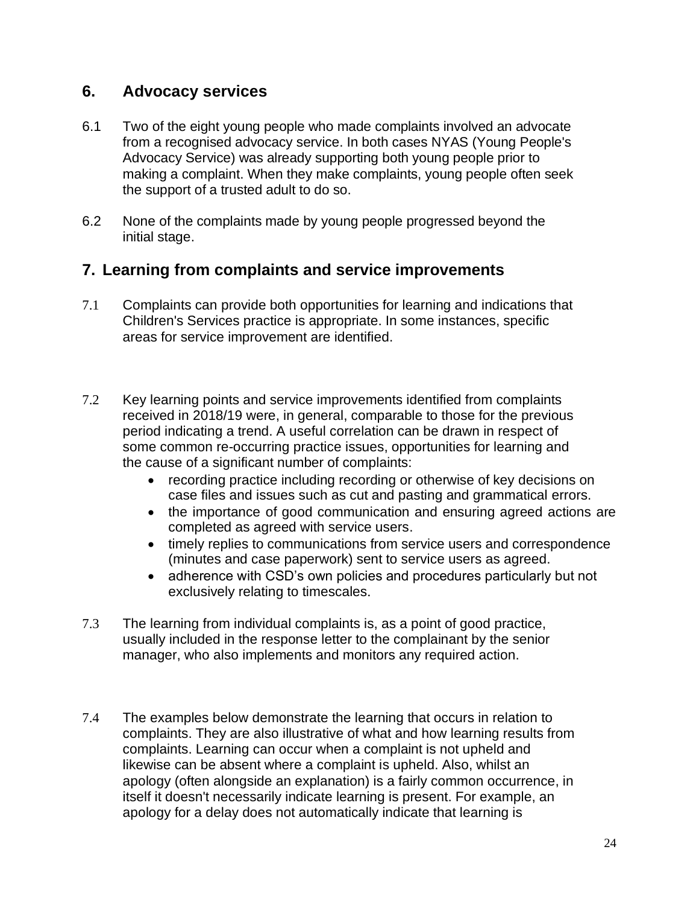## 6. Advocacy services

6.1 Two of the eight young people who made complaints involved an advocate from a recognised advocacy service. In both cases NYAS (Young People's Advocacy Service) was already supporting both young people prior to making a complaint. When they make complaints, young people often seek the support of a trusted adult to do so.

6.2 None of the complaints made by young people progressed beyond the initial stage.

## 7. Learning from complaints and service improvements

7.1 Complaints can provide both opportunities for learning and indications that Children's Services practice is appropriate. In some instances, specific areas for service improvement are identified.

7.2 Key learning points and service improvements identified from complaints received in 2018/19 were, in general, comparable to those for the previous period indicating a trend. A useful correlation can be drawn in respect of some common re-occurring practice issues, opportunities for learning and the cause of a significant number of complaints:

- recording practice including recording or otherwise of key decisions on case files and issues such as cut and pasting and grammatical errors.
- the importance of good communication and ensuring agreed actions are completed as agreed with service users.
- timely replies to communications from service users and correspondence (minutes and case paperwork) sent to service users as agreed.
- adherence with CSD's own policies and procedures particularly but not exclusively relating to timescales.

7.3 The learning from individual complaints is, as a point of good practice, usually included in the response letter to the complainant by the senior manager, who also implements and monitors any required action.

7.4 The examples below demonstrate the learning that occurs in relation to complaints. They are also illustrative of what and how learning results from complaints. Learning can occur when a complaint is not upheld and likewise can be absent where a complaint is upheld. Also, whilst an apology (often alongside an explanation) is a fairly common occurrence, in itself it doesn't necessarily indicate learning is present. For example, an apology for a delay does not automatically indicate that learning is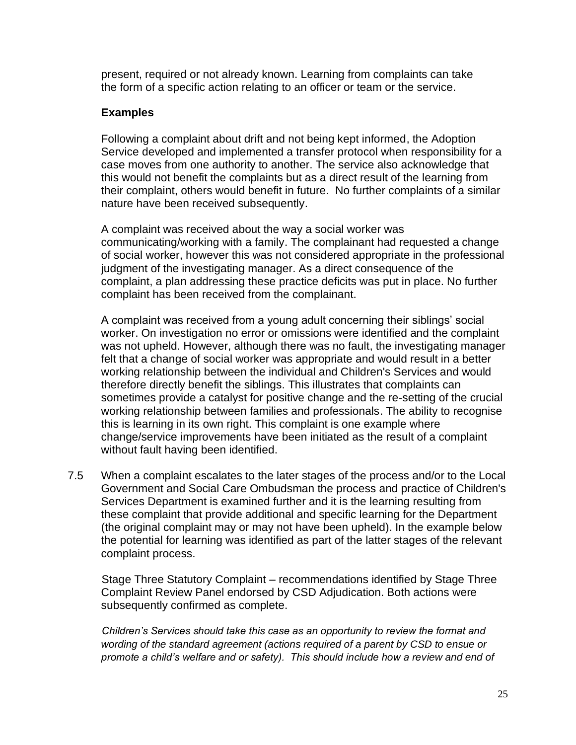present, required or not already known. Learning from complaints can take the form of a specific action relating to an officer or team or the service.

**Examples**

Following a complaint about drift and not being kept informed, the Adoption Service developed and implemented a transfer protocol when responsibility for a case moves from one authority to another. The service also acknowledge that this would not benefit the complaints but as a direct result of the learning from their complaint, others would benefit in future. No further complaints of a similar nature have been received subsequently.

A complaint was received about the way a social worker was communicating/working with a family. The complainant had requested a change of social worker, however this was not considered appropriate in the professional judgment of the investigating manager. As a direct consequence of the complaint, a plan addressing these practice deficits was put in place. No further complaint has been received from the complainant.

A complaint was received from a young adult concerning their siblings' social worker. On investigation no error or omissions were identified and the complaint was not upheld. However, although there was no fault, the investigating manager felt that a change of social worker was appropriate and would result in a better working relationship between the individual and Children's Services and would therefore directly benefit the siblings. This illustrates that complaints can sometimes provide a catalyst for positive change and the re-setting of the crucial working relationship between families and professionals. The ability to recognise this is learning in its own right. This complaint is one example where change/service improvements have been initiated as the result of a complaint without fault having been identified.

7.5 When a complaint escalates to the later stages of the process and/or to the Local Government and Social Care Ombudsman the process and practice of Children's Services Department is examined further and it is the learning resulting from these complaint that provide additional and specific learning for the Department (the original complaint may or may not have been upheld). In the example below the potential for learning was identified as part of the latter stages of the relevant complaint process.

Stage Three Statutory Complaint – recommendations identified by Stage Three Complaint Review Panel endorsed by CSD Adjudication. Both actions were subsequently confirmed as complete.

*Children's Services should take this case as an opportunity to review the format and wording of the standard agreement (actions required of a parent by CSD to ensue or promote a child's welfare and or safety). This should include how a review and end of*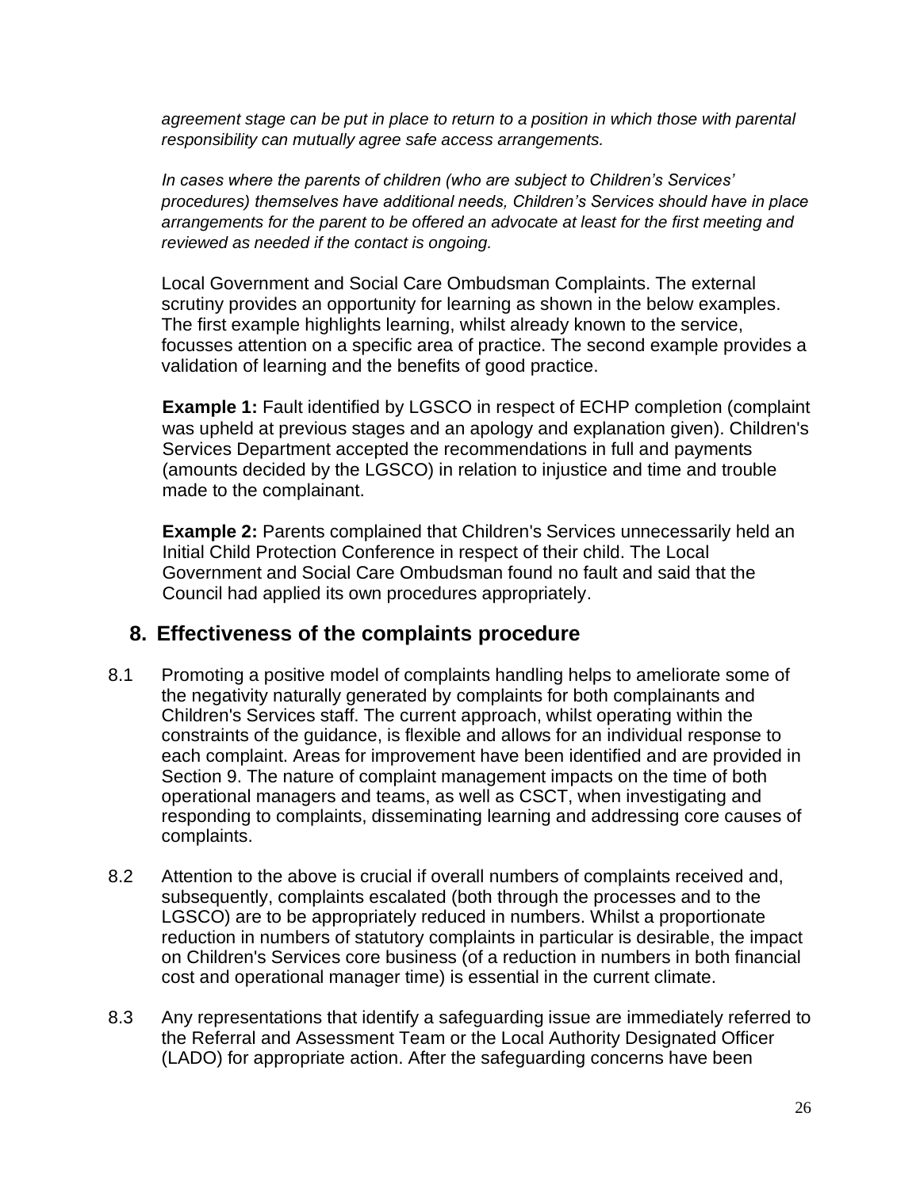*agreement stage can be put in place to return to a position in which those with parental responsibility can mutually agree safe access arrangements.*

*In cases where the parents of children (who are subject to Children's Services' procedures) themselves have additional needs, Children's Services should have in place arrangements for the parent to be offered an advocate at least for the first meeting and reviewed as needed if the contact is ongoing.*

Local Government and Social Care Ombudsman Complaints. The external scrutiny provides an opportunity for learning as shown in the below examples. The first example highlights learning, whilst already known to the service, focusses attention on a specific area of practice. The second example provides a validation of learning and the benefits of good practice.

**Example 1:** Fault identified by LGSCO in respect of ECHP completion (complaint was upheld at previous stages and an apology and explanation given). Children's Services Department accepted the recommendations in full and payments (amounts decided by the LGSCO) in relation to injustice and time and trouble made to the complainant.

**Example 2:** Parents complained that Children's Services unnecessarily held an Initial Child Protection Conference in respect of their child. The Local Government and Social Care Ombudsman found no fault and said that the Council had applied its own procedures appropriately.

## 8. Effectiveness of the complaints procedure

8.1 Promoting a positive model of complaints handling helps to ameliorate some of the negativity naturally generated by complaints for both complainants and Children's Services staff. The current approach, whilst operating within the constraints of the guidance, is flexible and allows for an individual response to each complaint. Areas for improvement have been identified and are provided in Section 9. The nature of complaint management impacts on the time of both operational managers and teams, as well as CSCT, when investigating and responding to complaints, disseminating learning and addressing core causes of complaints.

8.2 Attention to the above is crucial if overall numbers of complaints received and, subsequently, complaints escalated (both through the processes and to the LGSCO) are to be appropriately reduced in numbers. Whilst a proportionate reduction in numbers of statutory complaints in particular is desirable, the impact on Children's Services core business (of a reduction in numbers in both financial cost and operational manager time) is essential in the current climate.

8.3 Any representations that identify a safeguarding issue are immediately referred to the Referral and Assessment Team or the Local Authority Designated Officer (LADO) for appropriate action. After the safeguarding concerns have been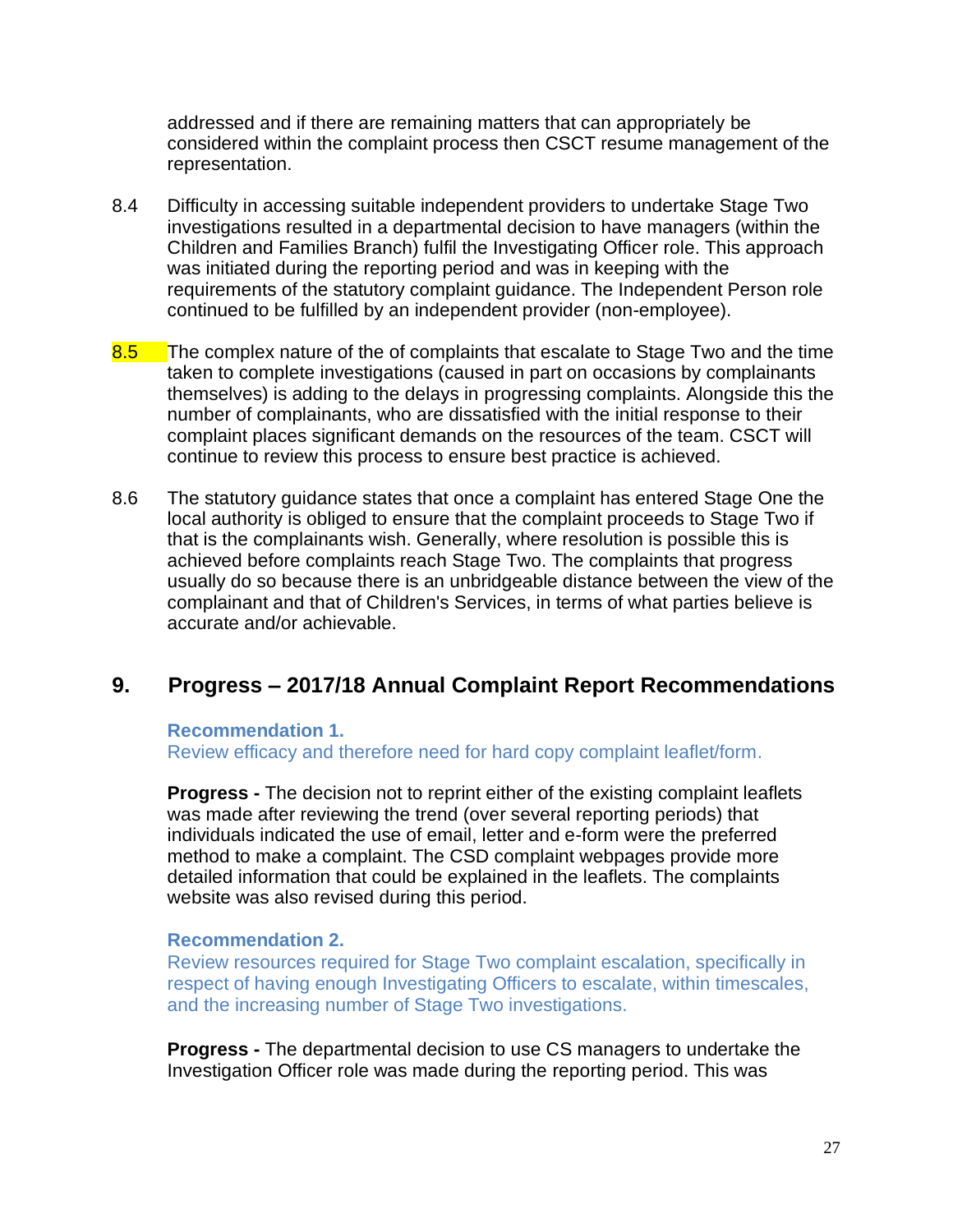addressed and if there are remaining matters that can appropriately be considered within the complaint process then CSCT resume management of the representation.

8.4 Difficulty in accessing suitable independent providers to undertake Stage Two investigations resulted in a departmental decision to have managers (within the Children and Families Branch) fulfil the Investigating Officer role. This approach was initiated during the reporting period and was in keeping with the requirements of the statutory complaint guidance. The Independent Person role continued to be fulfilled by an independent provider (non-employee).

8.5 The complex nature of the of complaints that escalate to Stage Two and the time taken to complete investigations (caused in part on occasions by complainants themselves) is adding to the delays in progressing complaints. Alongside this the number of complainants, who are dissatisfied with the initial response to their complaint places significant demands on the resources of the team. CSCT will continue to review this process to ensure best practice is achieved.

8.6 The statutory guidance states that once a complaint has entered Stage One the local authority is obliged to ensure that the complaint proceeds to Stage Two if that is the complainants wish. Generally, where resolution is possible this is achieved before complaints reach Stage Two. The complaints that progress usually do so because there is an unbridgeable distance between the view of the complainant and that of Children's Services, in terms of what parties believe is accurate and/or achievable.

## 9. Progress – 2017/18 Annual Complaint Report Recommendations

**Recommendation 1.**
Review efficacy and therefore need for hard copy complaint leaflet/form.

**Progress -** The decision not to reprint either of the existing complaint leaflets was made after reviewing the trend (over several reporting periods) that individuals indicated the use of email, letter and e-form were the preferred method to make a complaint. The CSD complaint webpages provide more detailed information that could be explained in the leaflets. The complaints website was also revised during this period.

**Recommendation 2.**
Review resources required for Stage Two complaint escalation, specifically in respect of having enough Investigating Officers to escalate, within timescales, and the increasing number of Stage Two investigations.

**Progress -** The departmental decision to use CS managers to undertake the Investigation Officer role was made during the reporting period. This was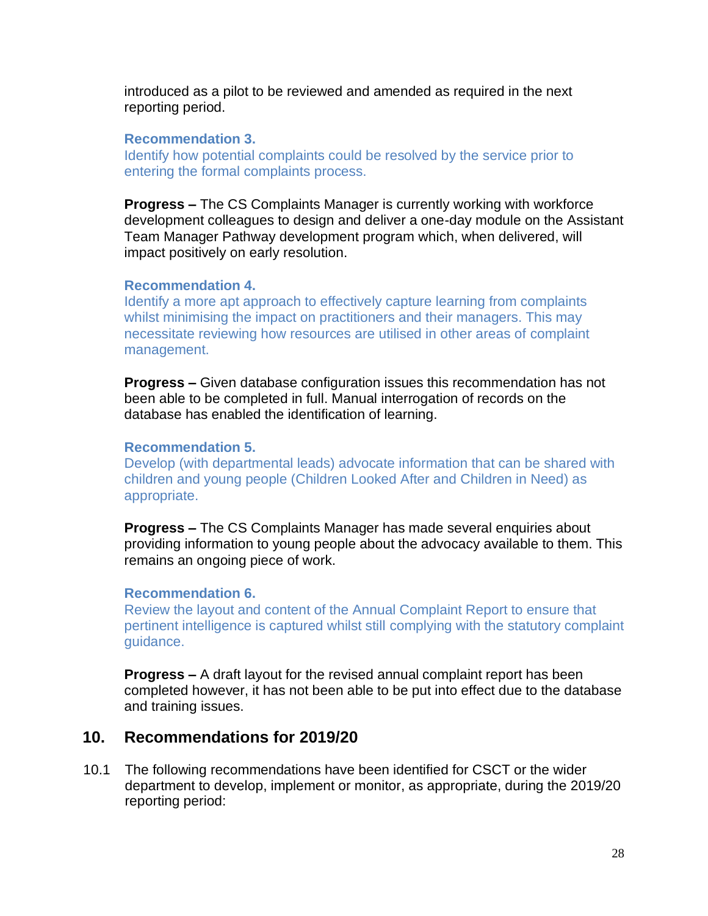introduced as a pilot to be reviewed and amended as required in the next reporting period.

**Recommendation 3.**
Identify how potential complaints could be resolved by the service prior to entering the formal complaints process.

**Progress –** The CS Complaints Manager is currently working with workforce development colleagues to design and deliver a one-day module on the Assistant Team Manager Pathway development program which, when delivered, will impact positively on early resolution.

**Recommendation 4.**
Identify a more apt approach to effectively capture learning from complaints whilst minimising the impact on practitioners and their managers. This may necessitate reviewing how resources are utilised in other areas of complaint management.

**Progress –** Given database configuration issues this recommendation has not been able to be completed in full. Manual interrogation of records on the database has enabled the identification of learning.

**Recommendation 5.**
Develop (with departmental leads) advocate information that can be shared with children and young people (Children Looked After and Children in Need) as appropriate.

**Progress –** The CS Complaints Manager has made several enquiries about providing information to young people about the advocacy available to them. This remains an ongoing piece of work.

**Recommendation 6.**
Review the layout and content of the Annual Complaint Report to ensure that pertinent intelligence is captured whilst still complying with the statutory complaint guidance.

**Progress –** A draft layout for the revised annual complaint report has been completed however, it has not been able to be put into effect due to the database and training issues.

## 10. Recommendations for 2019/20

10.1 The following recommendations have been identified for CSCT or the wider department to develop, implement or monitor, as appropriate, during the 2019/20 reporting period: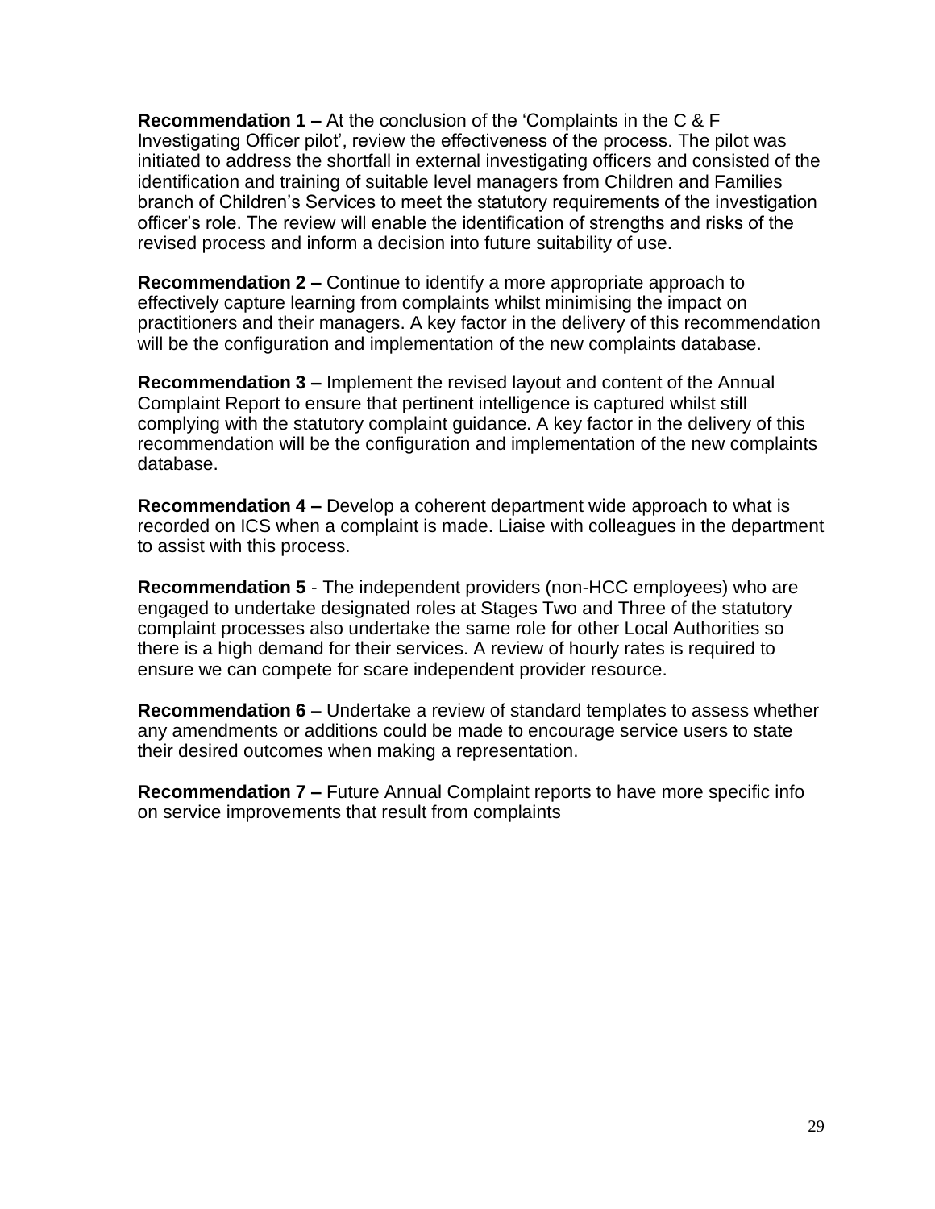**Recommendation 1 –** At the conclusion of the 'Complaints in the C & F Investigating Officer pilot', review the effectiveness of the process. The pilot was initiated to address the shortfall in external investigating officers and consisted of the identification and training of suitable level managers from Children and Families branch of Children's Services to meet the statutory requirements of the investigation officer's role. The review will enable the identification of strengths and risks of the revised process and inform a decision into future suitability of use.

**Recommendation 2 –** Continue to identify a more appropriate approach to effectively capture learning from complaints whilst minimising the impact on practitioners and their managers. A key factor in the delivery of this recommendation will be the configuration and implementation of the new complaints database.

**Recommendation 3 –** Implement the revised layout and content of the Annual Complaint Report to ensure that pertinent intelligence is captured whilst still complying with the statutory complaint guidance. A key factor in the delivery of this recommendation will be the configuration and implementation of the new complaints database.

**Recommendation 4 –** Develop a coherent department wide approach to what is recorded on ICS when a complaint is made. Liaise with colleagues in the department to assist with this process.

**Recommendation 5** - The independent providers (non-HCC employees) who are engaged to undertake designated roles at Stages Two and Three of the statutory complaint processes also undertake the same role for other Local Authorities so there is a high demand for their services. A review of hourly rates is required to ensure we can compete for scare independent provider resource.

**Recommendation 6** – Undertake a review of standard templates to assess whether any amendments or additions could be made to encourage service users to state their desired outcomes when making a representation.

**Recommendation 7 –** Future Annual Complaint reports to have more specific info on service improvements that result from complaints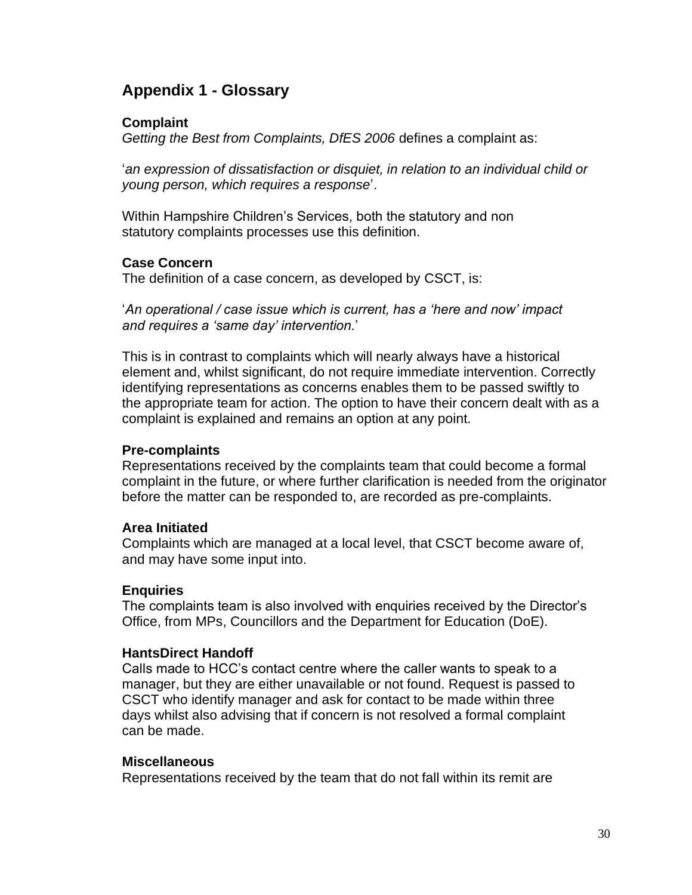## Appendix 1 - Glossary

**Complaint**

*Getting the Best from Complaints, DfES 2006* defines a complaint as:

'*an expression of dissatisfaction or disquiet, in relation to an individual child or young person, which requires a response*'.

Within Hampshire Children's Services, both the statutory and non statutory complaints processes use this definition.

**Case Concern**

The definition of a case concern, as developed by CSCT, is:

'*An operational / case issue which is current, has a 'here and now' impact and requires a 'same day' intervention.*'

This is in contrast to complaints which will nearly always have a historical element and, whilst significant, do not require immediate intervention. Correctly identifying representations as concerns enables them to be passed swiftly to the appropriate team for action. The option to have their concern dealt with as a complaint is explained and remains an option at any point.

**Pre-complaints**

Representations received by the complaints team that could become a formal complaint in the future, or where further clarification is needed from the originator before the matter can be responded to, are recorded as pre-complaints.

**Area Initiated**

Complaints which are managed at a local level, that CSCT become aware of, and may have some input into.

**Enquiries**

The complaints team is also involved with enquiries received by the Director's Office, from MPs, Councillors and the Department for Education (DoE).

**HantsDirect Handoff**

Calls made to HCC's contact centre where the caller wants to speak to a manager, but they are either unavailable or not found. Request is passed to CSCT who identify manager and ask for contact to be made within three days whilst also advising that if concern is not resolved a formal complaint can be made.

**Miscellaneous**

Representations received by the team that do not fall within its remit are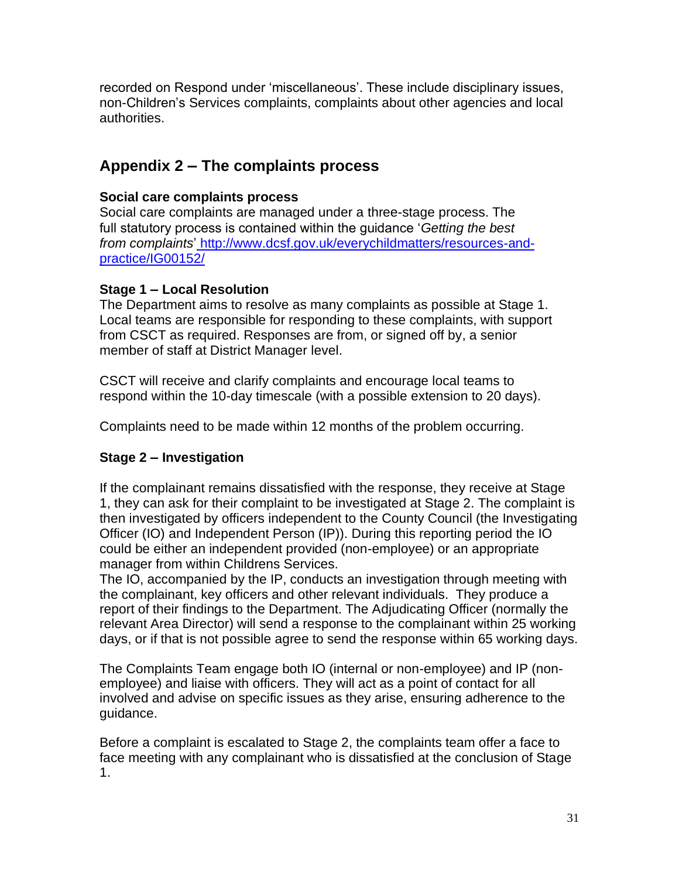recorded on Respond under 'miscellaneous'. These include disciplinary issues, non-Children's Services complaints, complaints about other agencies and local authorities.

## Appendix 2 – The complaints process

**Social care complaints process**

Social care complaints are managed under a three-stage process. The full statutory process is contained within the guidance '*Getting the best from complaints*' [http://www.dcsf.gov.uk/everychildmatters/resources-and-practice/IG00152/](http://www.dcsf.gov.uk/everychildmatters/resources-and-practice/IG00152/)

**Stage 1 – Local Resolution**

The Department aims to resolve as many complaints as possible at Stage 1. Local teams are responsible for responding to these complaints, with support from CSCT as required. Responses are from, or signed off by, a senior member of staff at District Manager level.

CSCT will receive and clarify complaints and encourage local teams to respond within the 10-day timescale (with a possible extension to 20 days).

Complaints need to be made within 12 months of the problem occurring.

**Stage 2 – Investigation**

If the complainant remains dissatisfied with the response, they receive at Stage 1, they can ask for their complaint to be investigated at Stage 2. The complaint is then investigated by officers independent to the County Council (the Investigating Officer (IO) and Independent Person (IP)). During this reporting period the IO could be either an independent provided (non-employee) or an appropriate manager from within Childrens Services.

The IO, accompanied by the IP, conducts an investigation through meeting with the complainant, key officers and other relevant individuals. They produce a report of their findings to the Department. The Adjudicating Officer (normally the relevant Area Director) will send a response to the complainant within 25 working days, or if that is not possible agree to send the response within 65 working days.

The Complaints Team engage both IO (internal or non-employee) and IP (non-employee) and liaise with officers. They will act as a point of contact for all involved and advise on specific issues as they arise, ensuring adherence to the guidance.

Before a complaint is escalated to Stage 2, the complaints team offer a face to face meeting with any complainant who is dissatisfied at the conclusion of Stage 1.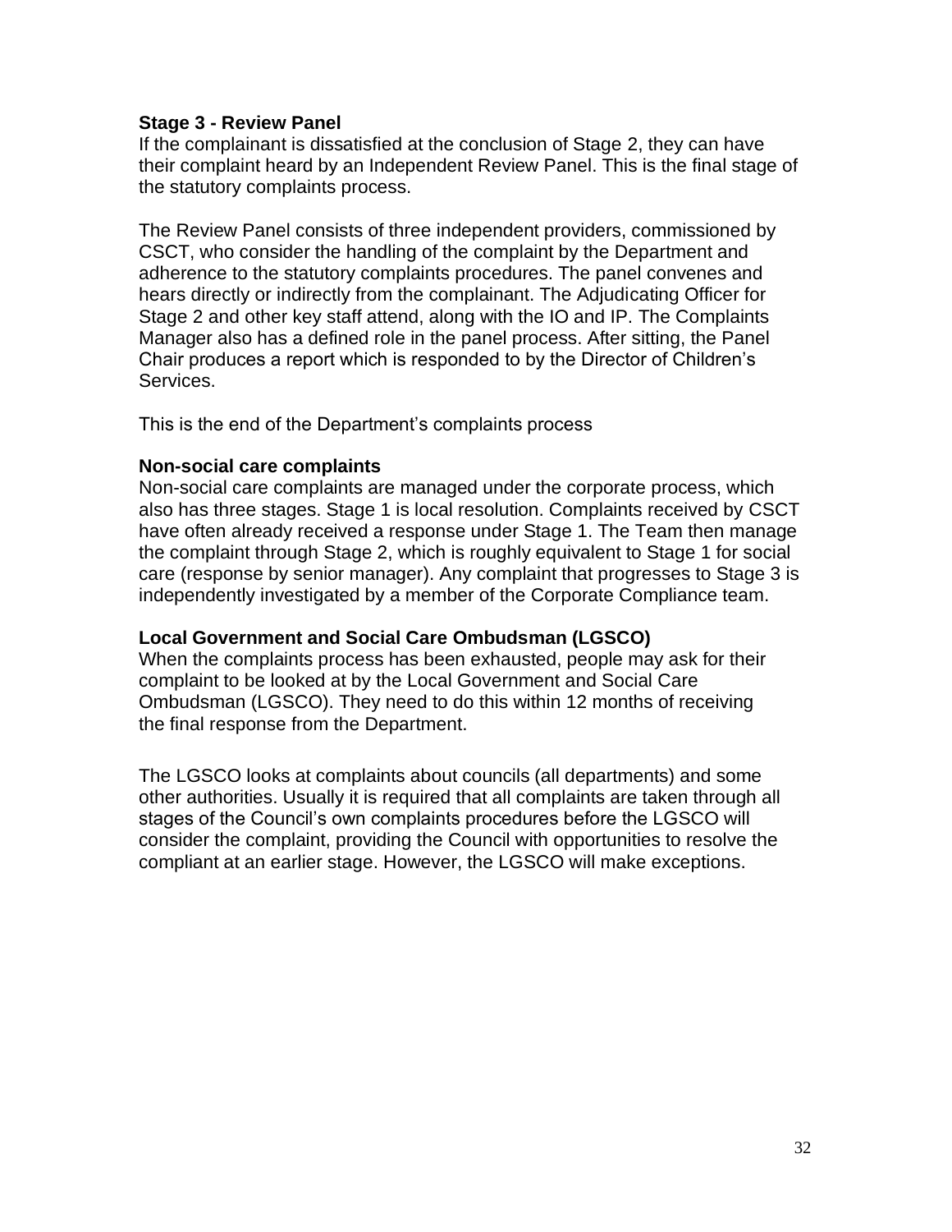**Stage 3 - Review Panel**

If the complainant is dissatisfied at the conclusion of Stage 2, they can have their complaint heard by an Independent Review Panel. This is the final stage of the statutory complaints process.

The Review Panel consists of three independent providers, commissioned by CSCT, who consider the handling of the complaint by the Department and adherence to the statutory complaints procedures. The panel convenes and hears directly or indirectly from the complainant. The Adjudicating Officer for Stage 2 and other key staff attend, along with the IO and IP. The Complaints Manager also has a defined role in the panel process. After sitting, the Panel Chair produces a report which is responded to by the Director of Children's Services.

This is the end of the Department's complaints process

**Non-social care complaints**

Non-social care complaints are managed under the corporate process, which also has three stages. Stage 1 is local resolution. Complaints received by CSCT have often already received a response under Stage 1. The Team then manage the complaint through Stage 2, which is roughly equivalent to Stage 1 for social care (response by senior manager). Any complaint that progresses to Stage 3 is independently investigated by a member of the Corporate Compliance team.

**Local Government and Social Care Ombudsman (LGSCO)**

When the complaints process has been exhausted, people may ask for their complaint to be looked at by the Local Government and Social Care Ombudsman (LGSCO). They need to do this within 12 months of receiving the final response from the Department.

The LGSCO looks at complaints about councils (all departments) and some other authorities. Usually it is required that all complaints are taken through all stages of the Council's own complaints procedures before the LGSCO will consider the complaint, providing the Council with opportunities to resolve the compliant at an earlier stage. However, the LGSCO will make exceptions.